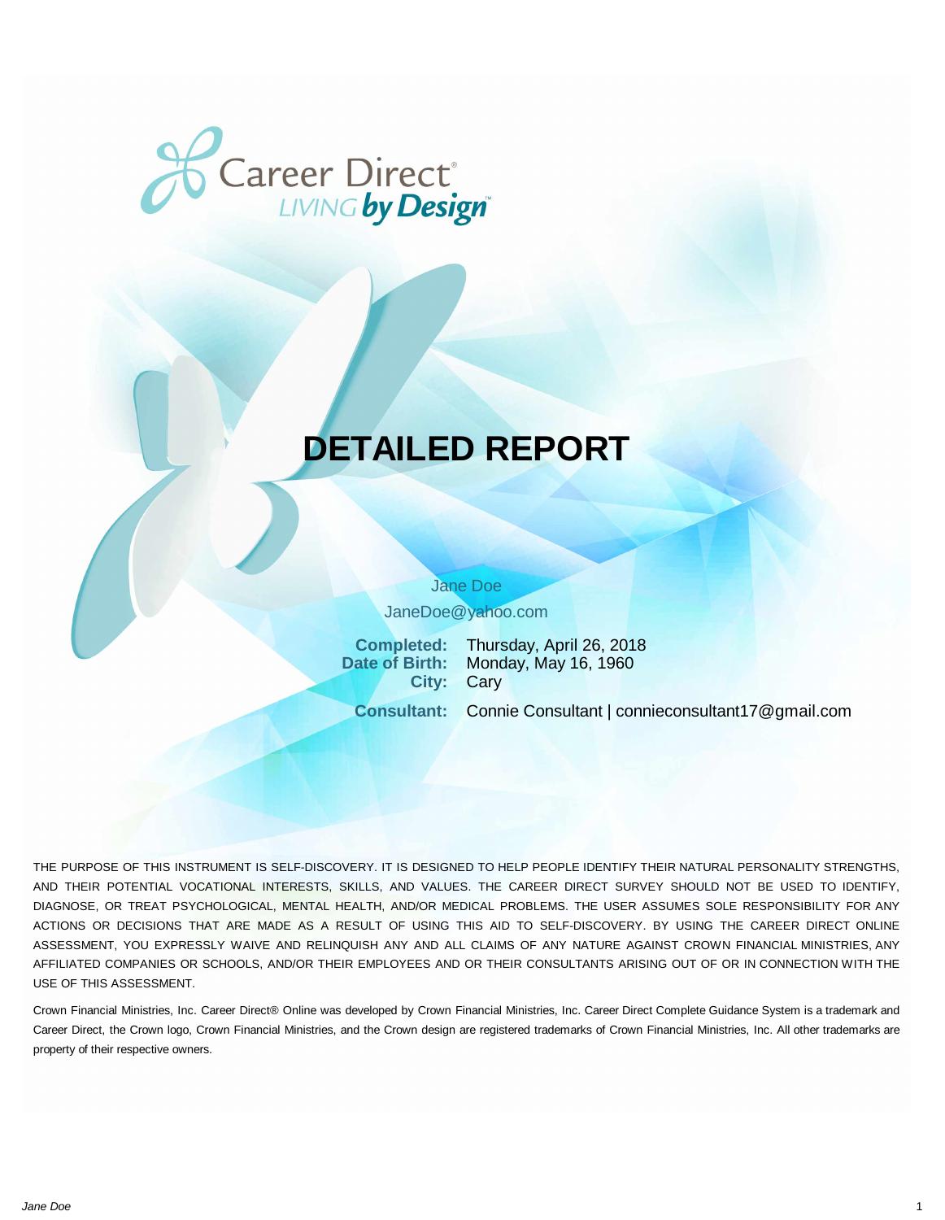Career Direct®
LIVING by Design™

# DETAILED REPORT

Jane Doe

JaneDoe@yahoo.com

**Completed:** Thursday, April 26, 2018
**Date of Birth:** Monday, May 16, 1960
**City:** Cary

**Consultant:** Connie Consultant | connieconsultant17@gmail.com

THE PURPOSE OF THIS INSTRUMENT IS SELF-DISCOVERY. IT IS DESIGNED TO HELP PEOPLE IDENTIFY THEIR NATURAL PERSONALITY STRENGTHS, AND THEIR POTENTIAL VOCATIONAL INTERESTS, SKILLS, AND VALUES. THE CAREER DIRECT SURVEY SHOULD NOT BE USED TO IDENTIFY, DIAGNOSE, OR TREAT PSYCHOLOGICAL, MENTAL HEALTH, AND/OR MEDICAL PROBLEMS. THE USER ASSUMES SOLE RESPONSIBILITY FOR ANY ACTIONS OR DECISIONS THAT ARE MADE AS A RESULT OF USING THIS AID TO SELF-DISCOVERY. BY USING THE CAREER DIRECT ONLINE ASSESSMENT, YOU EXPRESSLY WAIVE AND RELINQUISH ANY AND ALL CLAIMS OF ANY NATURE AGAINST CROWN FINANCIAL MINISTRIES, ANY AFFILIATED COMPANIES OR SCHOOLS, AND/OR THEIR EMPLOYEES AND OR THEIR CONSULTANTS ARISING OUT OF OR IN CONNECTION WITH THE USE OF THIS ASSESSMENT.

Crown Financial Ministries, Inc. Career Direct® Online was developed by Crown Financial Ministries, Inc. Career Direct Complete Guidance System is a trademark and Career Direct, the Crown logo, Crown Financial Ministries, and the Crown design are registered trademarks of Crown Financial Ministries, Inc. All other trademarks are property of their respective owners.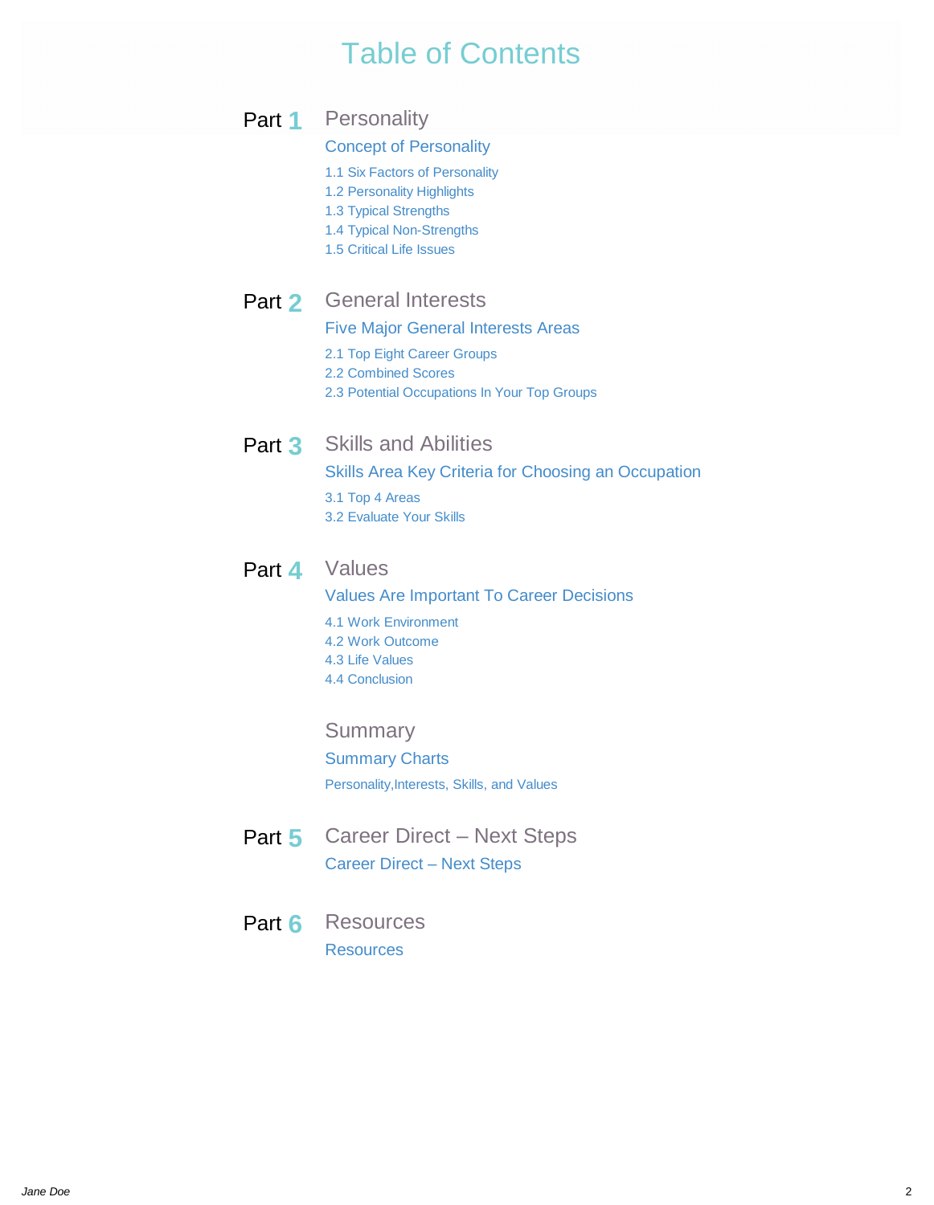# Table of Contents

## Part 1 Personality

### Concept of Personality

- 1.1 Six Factors of Personality
- 1.2 Personality Highlights
- 1.3 Typical Strengths
- 1.4 Typical Non-Strengths
- 1.5 Critical Life Issues

## Part 2 General Interests

### Five Major General Interests Areas

- 2.1 Top Eight Career Groups
- 2.2 Combined Scores
- 2.3 Potential Occupations In Your Top Groups

## Part 3 Skills and Abilities

### Skills Area Key Criteria for Choosing an Occupation

- 3.1 Top 4 Areas
- 3.2 Evaluate Your Skills

## Part 4 Values

### Values Are Important To Career Decisions

- 4.1 Work Environment
- 4.2 Work Outcome
- 4.3 Life Values
- 4.4 Conclusion

## Summary

### Summary Charts

Personality,Interests, Skills, and Values

## Part 5 Career Direct – Next Steps

### Career Direct – Next Steps

## Part 6 Resources

### Resources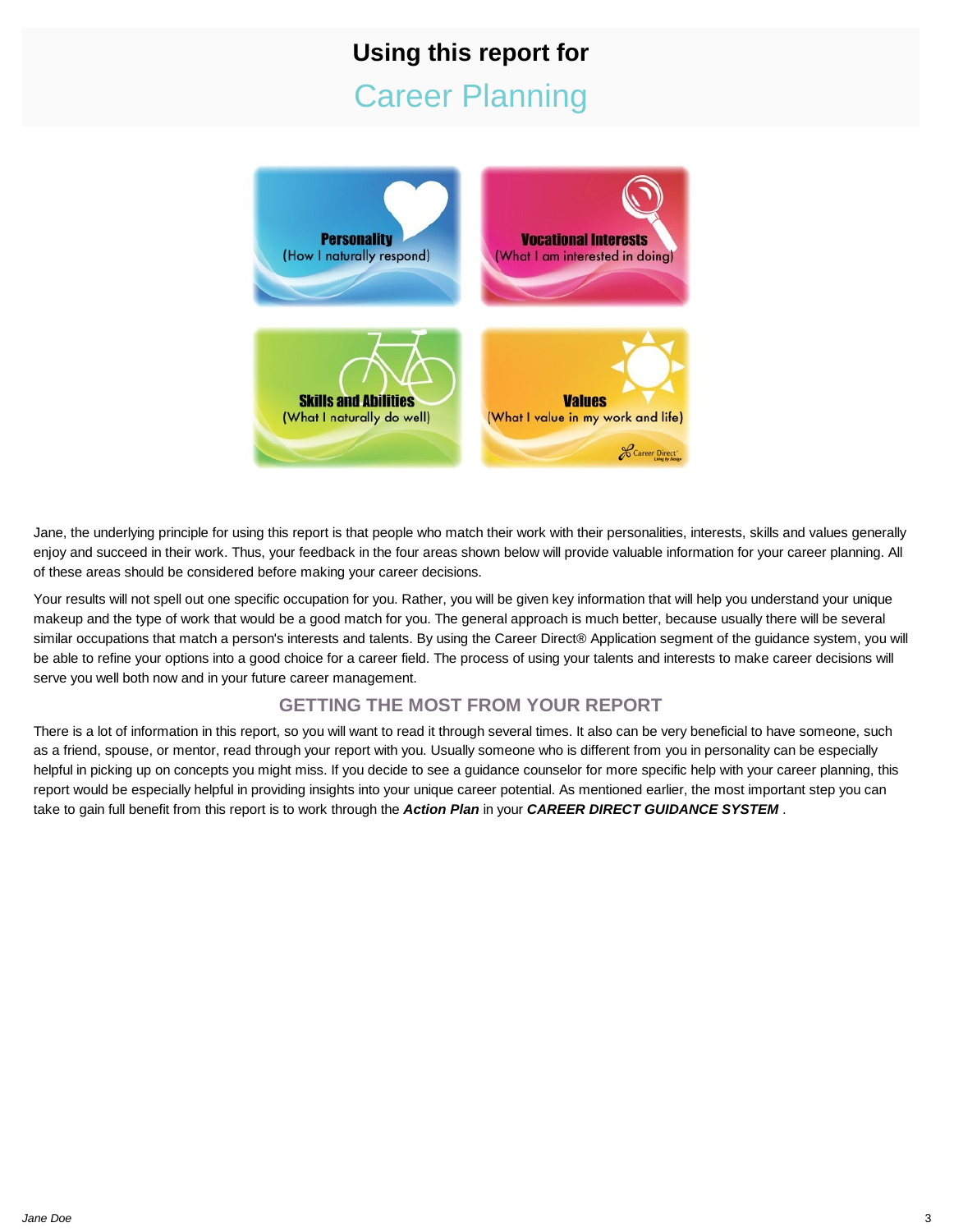# Using this report for

## Career Planning

**Personality**
(How I naturally respond)

**Vocational Interests**
(What I am interested in doing)

**Skills and Abilities**
(What I naturally do well)

**Values**
(What I value in my work and life)

Jane, the underlying principle for using this report is that people who match their work with their personalities, interests, skills and values generally enjoy and succeed in their work. Thus, your feedback in the four areas shown below will provide valuable information for your career planning. All of these areas should be considered before making your career decisions.

Your results will not spell out one specific occupation for you. Rather, you will be given key information that will help you understand your unique makeup and the type of work that would be a good match for you. The general approach is much better, because usually there will be several similar occupations that match a person's interests and talents. By using the Career Direct® Application segment of the guidance system, you will be able to refine your options into a good choice for a career field. The process of using your talents and interests to make career decisions will serve you well both now and in your future career management.

### GETTING THE MOST FROM YOUR REPORT

There is a lot of information in this report, so you will want to read it through several times. It also can be very beneficial to have someone, such as a friend, spouse, or mentor, read through your report with you. Usually someone who is different from you in personality can be especially helpful in picking up on concepts you might miss. If you decide to see a guidance counselor for more specific help with your career planning, this report would be especially helpful in providing insights into your unique career potential. As mentioned earlier, the most important step you can take to gain full benefit from this report is to work through the ***Action Plan*** in your ***CAREER DIRECT GUIDANCE SYSTEM*** .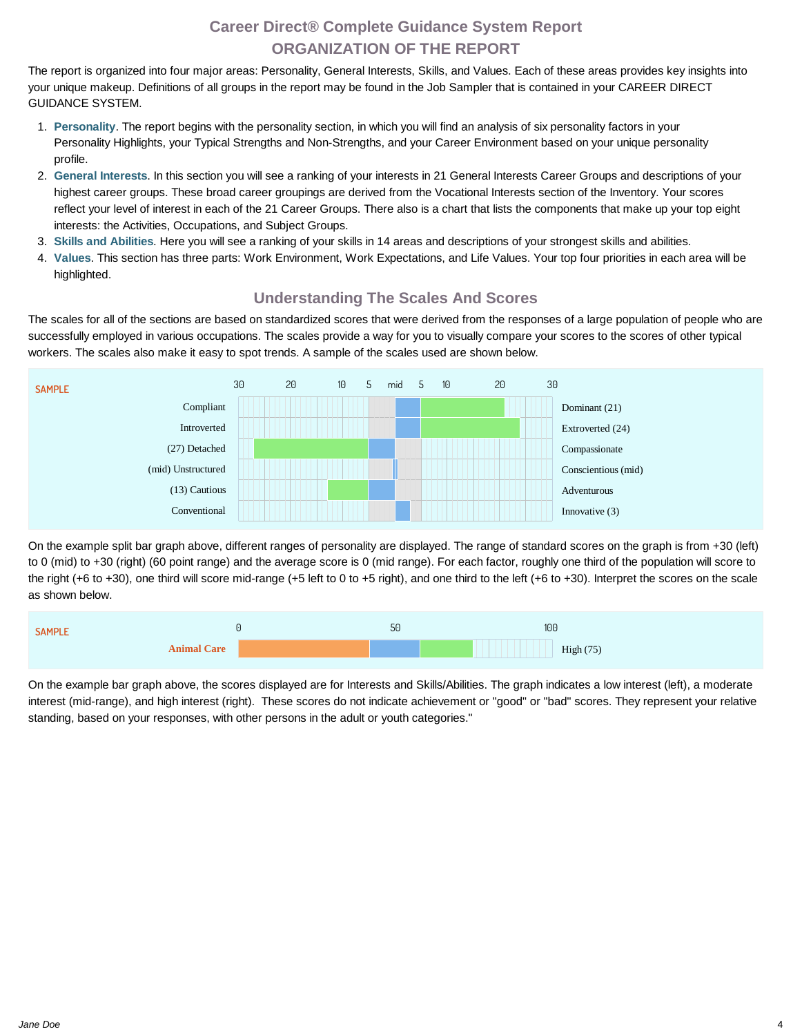# Career Direct® Complete Guidance System Report

## ORGANIZATION OF THE REPORT

The report is organized into four major areas: Personality, General Interests, Skills, and Values. Each of these areas provides key insights into your unique makeup. Definitions of all groups in the report may be found in the Job Sampler that is contained in your CAREER DIRECT GUIDANCE SYSTEM.

1. **Personality**. The report begins with the personality section, in which you will find an analysis of six personality factors in your Personality Highlights, your Typical Strengths and Non-Strengths, and your Career Environment based on your unique personality profile.
2. **General Interests**. In this section you will see a ranking of your interests in 21 General Interests Career Groups and descriptions of your highest career groups. These broad career groupings are derived from the Vocational Interests section of the Inventory. Your scores reflect your level of interest in each of the 21 Career Groups. There also is a chart that lists the components that make up your top eight interests: the Activities, Occupations, and Subject Groups.
3. **Skills and Abilities**. Here you will see a ranking of your skills in 14 areas and descriptions of your strongest skills and abilities.
4. **Values**. This section has three parts: Work Environment, Work Expectations, and Life Values. Your top four priorities in each area will be highlighted.

## Understanding The Scales And Scores

The scales for all of the sections are based on standardized scores that were derived from the responses of a large population of people who are successfully employed in various occupations. The scales provide a way for you to visually compare your scores to the scores of other typical workers. The scales also make it easy to spot trends. A sample of the scales used are shown below.

SAMPLE

| Left trait | 30 … 20 … 10 … 5 … mid … 5 … 10 … 20 … 30 | Right trait |
|---|---|---|
| Compliant | | Dominant (21) |
| Introverted | | Extroverted (24) |
| (27) Detached | | Compassionate |
| (mid) Unstructured | | Conscientious (mid) |
| (13) Cautious | | Adventurous |
| Conventional | | Innovative (3) |

On the example split bar graph above, different ranges of personality are displayed. The range of standard scores on the graph is from +30 (left) to 0 (mid) to +30 (right) (60 point range) and the average score is 0 (mid range). For each factor, roughly one third of the population will score to the right (+6 to +30), one third will score mid-range (+5 left to 0 to +5 right), and one third to the left (+6 to +30). Interpret the scores on the scale as shown below.

SAMPLE

| | 0 … 50 … 100 | |
|---|---|---|
| Animal Care | | High (75) |

On the example bar graph above, the scores displayed are for Interests and Skills/Abilities. The graph indicates a low interest (left), a moderate interest (mid-range), and high interest (right). These scores do not indicate achievement or "good" or "bad" scores. They represent your relative standing, based on your responses, with other persons in the adult or youth categories."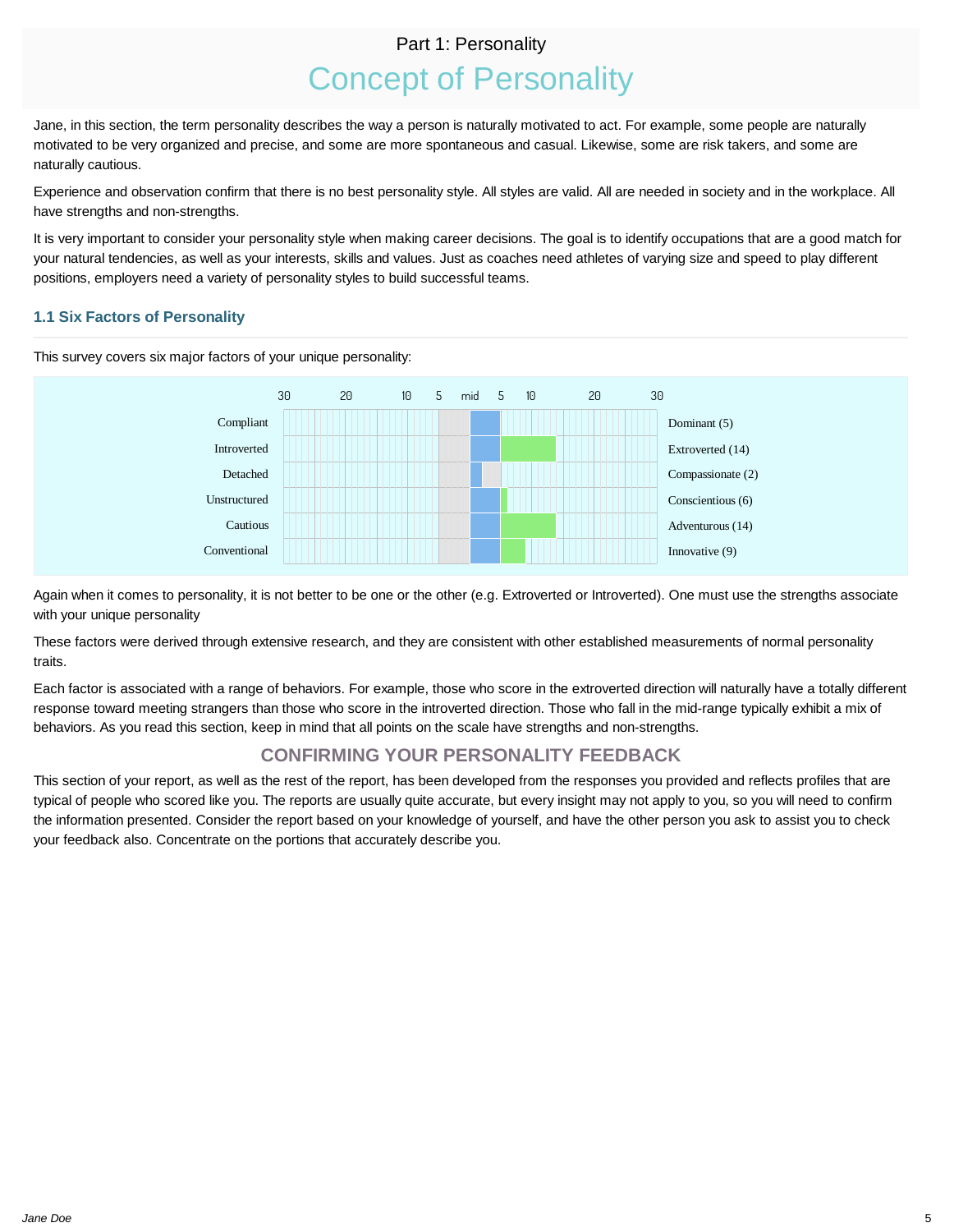Part 1: Personality

# Concept of Personality

Jane, in this section, the term personality describes the way a person is naturally motivated to act. For example, some people are naturally motivated to be very organized and precise, and some are more spontaneous and casual. Likewise, some are risk takers, and some are naturally cautious.

Experience and observation confirm that there is no best personality style. All styles are valid. All are needed in society and in the workplace. All have strengths and non-strengths.

It is very important to consider your personality style when making career decisions. The goal is to identify occupations that are a good match for your natural tendencies, as well as your interests, skills and values. Just as coaches need athletes of varying size and speed to play different positions, employers need a variety of personality styles to build successful teams.

## 1.1 Six Factors of Personality

This survey covers six major factors of your unique personality:

| 30 20 10 5 mid 5 10 20 30 | |
|---|---|
| Compliant | Dominant (5) |
| Introverted | Extroverted (14) |
| Detached | Compassionate (2) |
| Unstructured | Conscientious (6) |
| Cautious | Adventurous (14) |
| Conventional | Innovative (9) |

Again when it comes to personality, it is not better to be one or the other (e.g. Extroverted or Introverted). One must use the strengths associate with your unique personality

These factors were derived through extensive research, and they are consistent with other established measurements of normal personality traits.

Each factor is associated with a range of behaviors. For example, those who score in the extroverted direction will naturally have a totally different response toward meeting strangers than those who score in the introverted direction. Those who fall in the mid-range typically exhibit a mix of behaviors. As you read this section, keep in mind that all points on the scale have strengths and non-strengths.

### CONFIRMING YOUR PERSONALITY FEEDBACK

This section of your report, as well as the rest of the report, has been developed from the responses you provided and reflects profiles that are typical of people who scored like you. The reports are usually quite accurate, but every insight may not apply to you, so you will need to confirm the information presented. Consider the report based on your knowledge of yourself, and have the other person you ask to assist you to check your feedback also. Concentrate on the portions that accurately describe you.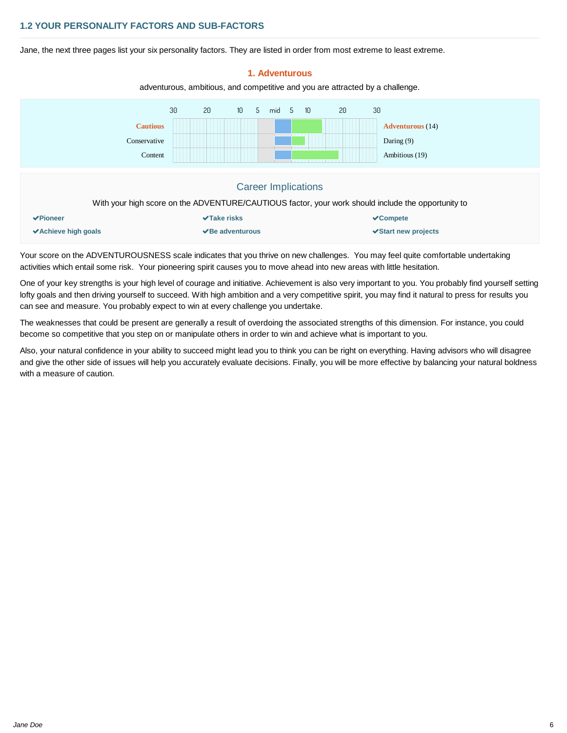## 1.2 YOUR PERSONALITY FACTORS AND SUB-FACTORS

Jane, the next three pages list your six personality factors. They are listed in order from most extreme to least extreme.

### 1. Adventurous

adventurous, ambitious, and competitive and you are attracted by a challenge.

| | 30 | 20 | 10 | 5 | mid | 5 | 10 | 20 | 30 | |
|---|---|---|---|---|---|---|---|---|---|---|
| **Cautious** | | | | | | | | | | **Adventurous** (14) |
| Conservative | | | | | | | | | | Daring (9) |
| Content | | | | | | | | | | Ambitious (19) |

### Career Implications

With your high score on the ADVENTURE/CAUTIOUS factor, your work should include the opportunity to

- **Pioneer**
- **Take risks**
- **Compete**
- **Achieve high goals**
- **Be adventurous**
- **Start new projects**

Your score on the ADVENTUROUSNESS scale indicates that you thrive on new challenges. You may feel quite comfortable undertaking activities which entail some risk. Your pioneering spirit causes you to move ahead into new areas with little hesitation.

One of your key strengths is your high level of courage and initiative. Achievement is also very important to you. You probably find yourself setting lofty goals and then driving yourself to succeed. With high ambition and a very competitive spirit, you may find it natural to press for results you can see and measure. You probably expect to win at every challenge you undertake.

The weaknesses that could be present are generally a result of overdoing the associated strengths of this dimension. For instance, you could become so competitive that you step on or manipulate others in order to win and achieve what is important to you.

Also, your natural confidence in your ability to succeed might lead you to think you can be right on everything. Having advisors who will disagree and give the other side of issues will help you accurately evaluate decisions. Finally, you will be more effective by balancing your natural boldness with a measure of caution.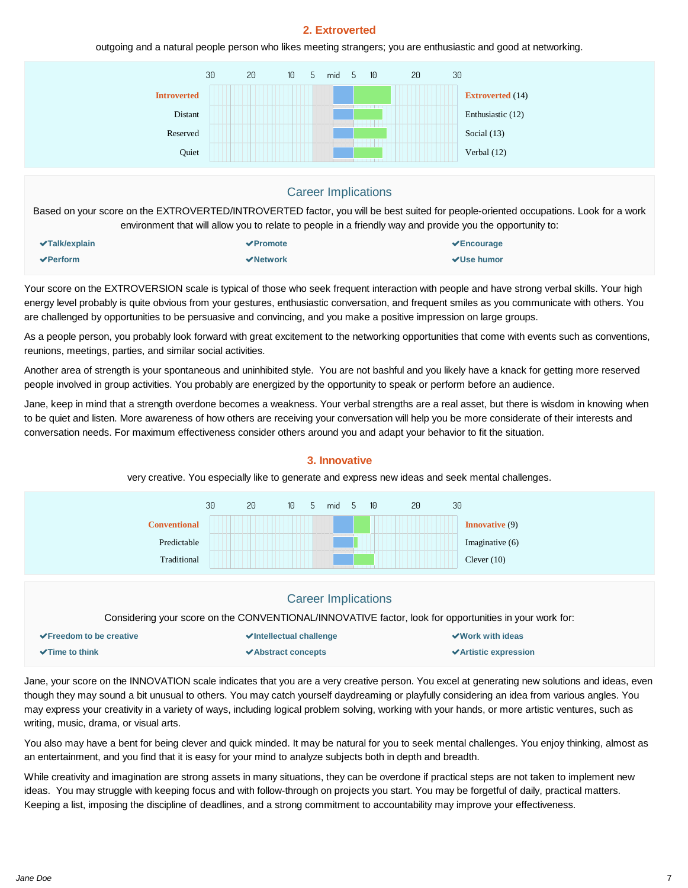## 2. Extroverted

outgoing and a natural people person who likes meeting strangers; you are enthusiastic and good at networking.

| | 30 | 20 | 10 | 5 | mid | 5 | 10 | 20 | 30 | |
|---|---|---|---|---|---|---|---|---|---|---|
| **Introverted** | | | | | | | | | | **Extroverted** (14) |
| Distant | | | | | | | | | | Enthusiastic (12) |
| Reserved | | | | | | | | | | Social (13) |
| Quiet | | | | | | | | | | Verbal (12) |

### Career Implications

Based on your score on the EXTROVERTED/INTROVERTED factor, you will be best suited for people-oriented occupations. Look for a work environment that will allow you to relate to people in a friendly way and provide you the opportunity to:

- ✔Talk/explain
- ✔Promote
- ✔Encourage
- ✔Perform
- ✔Network
- ✔Use humor

Your score on the EXTROVERSION scale is typical of those who seek frequent interaction with people and have strong verbal skills. Your high energy level probably is quite obvious from your gestures, enthusiastic conversation, and frequent smiles as you communicate with others. You are challenged by opportunities to be persuasive and convincing, and you make a positive impression on large groups.

As a people person, you probably look forward with great excitement to the networking opportunities that come with events such as conventions, reunions, meetings, parties, and similar social activities.

Another area of strength is your spontaneous and uninhibited style. You are not bashful and you likely have a knack for getting more reserved people involved in group activities. You probably are energized by the opportunity to speak or perform before an audience.

Jane, keep in mind that a strength overdone becomes a weakness. Your verbal strengths are a real asset, but there is wisdom in knowing when to be quiet and listen. More awareness of how others are receiving your conversation will help you be more considerate of their interests and conversation needs. For maximum effectiveness consider others around you and adapt your behavior to fit the situation.

## 3. Innovative

very creative. You especially like to generate and express new ideas and seek mental challenges.

| | 30 | 20 | 10 | 5 | mid | 5 | 10 | 20 | 30 | |
|---|---|---|---|---|---|---|---|---|---|---|
| **Conventional** | | | | | | | | | | **Innovative** (9) |
| Predictable | | | | | | | | | | Imaginative (6) |
| Traditional | | | | | | | | | | Clever (10) |

### Career Implications

Considering your score on the CONVENTIONAL/INNOVATIVE factor, look for opportunities in your work for:

- ✔Freedom to be creative
- ✔Intellectual challenge
- ✔Work with ideas
- ✔Time to think
- ✔Abstract concepts
- ✔Artistic expression

Jane, your score on the INNOVATION scale indicates that you are a very creative person. You excel at generating new solutions and ideas, even though they may sound a bit unusual to others. You may catch yourself daydreaming or playfully considering an idea from various angles. You may express your creativity in a variety of ways, including logical problem solving, working with your hands, or more artistic ventures, such as writing, music, drama, or visual arts.

You also may have a bent for being clever and quick minded. It may be natural for you to seek mental challenges. You enjoy thinking, almost as an entertainment, and you find that it is easy for your mind to analyze subjects both in depth and breadth.

While creativity and imagination are strong assets in many situations, they can be overdone if practical steps are not taken to implement new ideas. You may struggle with keeping focus and with follow-through on projects you start. You may be forgetful of daily, practical matters. Keeping a list, imposing the discipline of deadlines, and a strong commitment to accountability may improve your effectiveness.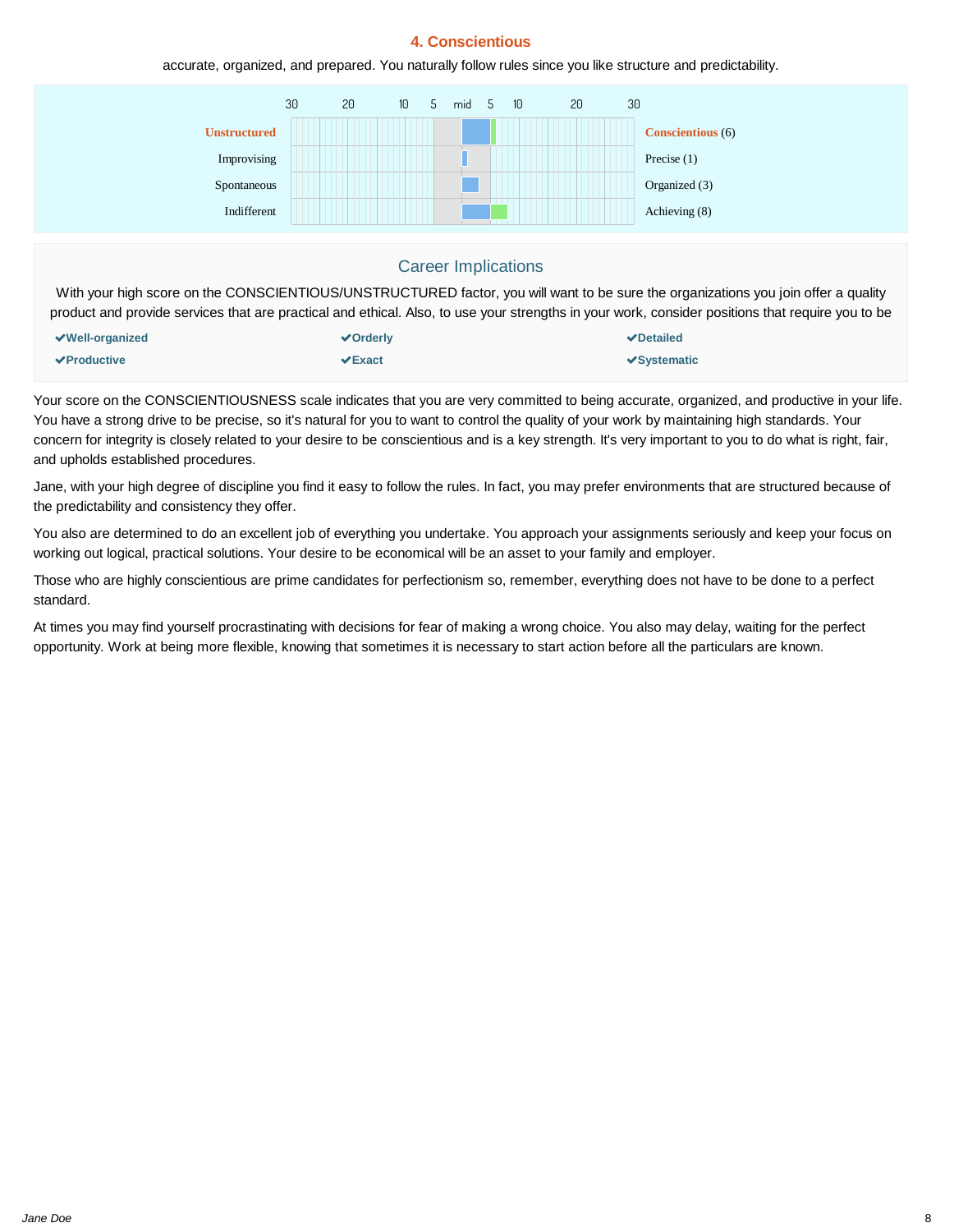## 4. Conscientious

accurate, organized, and prepared. You naturally follow rules since you like structure and predictability.

| | 30 | 20 | 10 | 5 | mid | 5 | 10 | 20 | 30 | |
|---|---|---|---|---|---|---|---|---|---|---|
| **Unstructured** | | | | | | | | | | **Conscientious** (6) |
| Improvising | | | | | | | | | | Precise (1) |
| Spontaneous | | | | | | | | | | Organized (3) |
| Indifferent | | | | | | | | | | Achieving (8) |

### Career Implications

With your high score on the CONSCIENTIOUS/UNSTRUCTURED factor, you will want to be sure the organizations you join offer a quality product and provide services that are practical and ethical. Also, to use your strengths in your work, consider positions that require you to be

- ✔**Well-organized**
- ✔**Orderly**
- ✔**Detailed**
- ✔**Productive**
- ✔**Exact**
- ✔**Systematic**

Your score on the CONSCIENTIOUSNESS scale indicates that you are very committed to being accurate, organized, and productive in your life. You have a strong drive to be precise, so it's natural for you to want to control the quality of your work by maintaining high standards. Your concern for integrity is closely related to your desire to be conscientious and is a key strength. It's very important to you to do what is right, fair, and upholds established procedures.

Jane, with your high degree of discipline you find it easy to follow the rules. In fact, you may prefer environments that are structured because of the predictability and consistency they offer.

You also are determined to do an excellent job of everything you undertake. You approach your assignments seriously and keep your focus on working out logical, practical solutions. Your desire to be economical will be an asset to your family and employer.

Those who are highly conscientious are prime candidates for perfectionism so, remember, everything does not have to be done to a perfect standard.

At times you may find yourself procrastinating with decisions for fear of making a wrong choice. You also may delay, waiting for the perfect opportunity. Work at being more flexible, knowing that sometimes it is necessary to start action before all the particulars are known.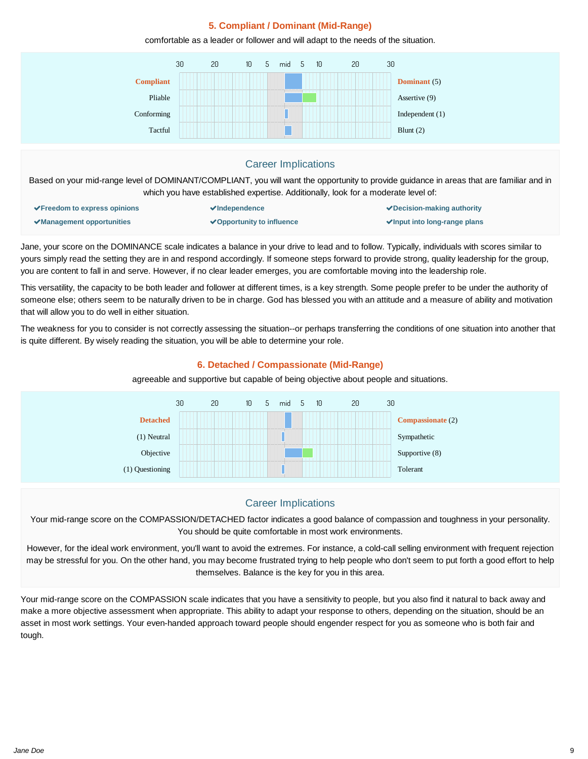### 5. Compliant / Dominant (Mid-Range)

comfortable as a leader or follower and will adapt to the needs of the situation.

| | 30 20 10 5 mid 5 10 20 30 | |
|---|---|---|
| **Compliant** | | **Dominant** (5) |
| Pliable | | Assertive (9) |
| Conforming | | Independent (1) |
| Tactful | | Blunt (2) |

## Career Implications

Based on your mid-range level of DOMINANT/COMPLIANT, you will want the opportunity to provide guidance in areas that are familiar and in which you have established expertise. Additionally, look for a moderate level of:

- ✔**Freedom to express opinions**
- ✔**Independence**
- ✔**Decision-making authority**
- ✔**Management opportunities**
- ✔**Opportunity to influence**
- ✔**Input into long-range plans**

Jane, your score on the DOMINANCE scale indicates a balance in your drive to lead and to follow. Typically, individuals with scores similar to yours simply read the setting they are in and respond accordingly. If someone steps forward to provide strong, quality leadership for the group, you are content to fall in and serve. However, if no clear leader emerges, you are comfortable moving into the leadership role.

This versatility, the capacity to be both leader and follower at different times, is a key strength. Some people prefer to be under the authority of someone else; others seem to be naturally driven to be in charge. God has blessed you with an attitude and a measure of ability and motivation that will allow you to do well in either situation.

The weakness for you to consider is not correctly assessing the situation--or perhaps transferring the conditions of one situation into another that is quite different. By wisely reading the situation, you will be able to determine your role.

### 6. Detached / Compassionate (Mid-Range)

agreeable and supportive but capable of being objective about people and situations.

| | 30 20 10 5 mid 5 10 20 30 | |
|---|---|---|
| **Detached** | | **Compassionate** (2) |
| (1) Neutral | | Sympathetic |
| Objective | | Supportive (8) |
| (1) Questioning | | Tolerant |

## Career Implications

Your mid-range score on the COMPASSION/DETACHED factor indicates a good balance of compassion and toughness in your personality. You should be quite comfortable in most work environments.

However, for the ideal work environment, you'll want to avoid the extremes. For instance, a cold-call selling environment with frequent rejection may be stressful for you. On the other hand, you may become frustrated trying to help people who don't seem to put forth a good effort to help themselves. Balance is the key for you in this area.

Your mid-range score on the COMPASSION scale indicates that you have a sensitivity to people, but you also find it natural to back away and make a more objective assessment when appropriate. This ability to adapt your response to others, depending on the situation, should be an asset in most work settings. Your even-handed approach toward people should engender respect for you as someone who is both fair and tough.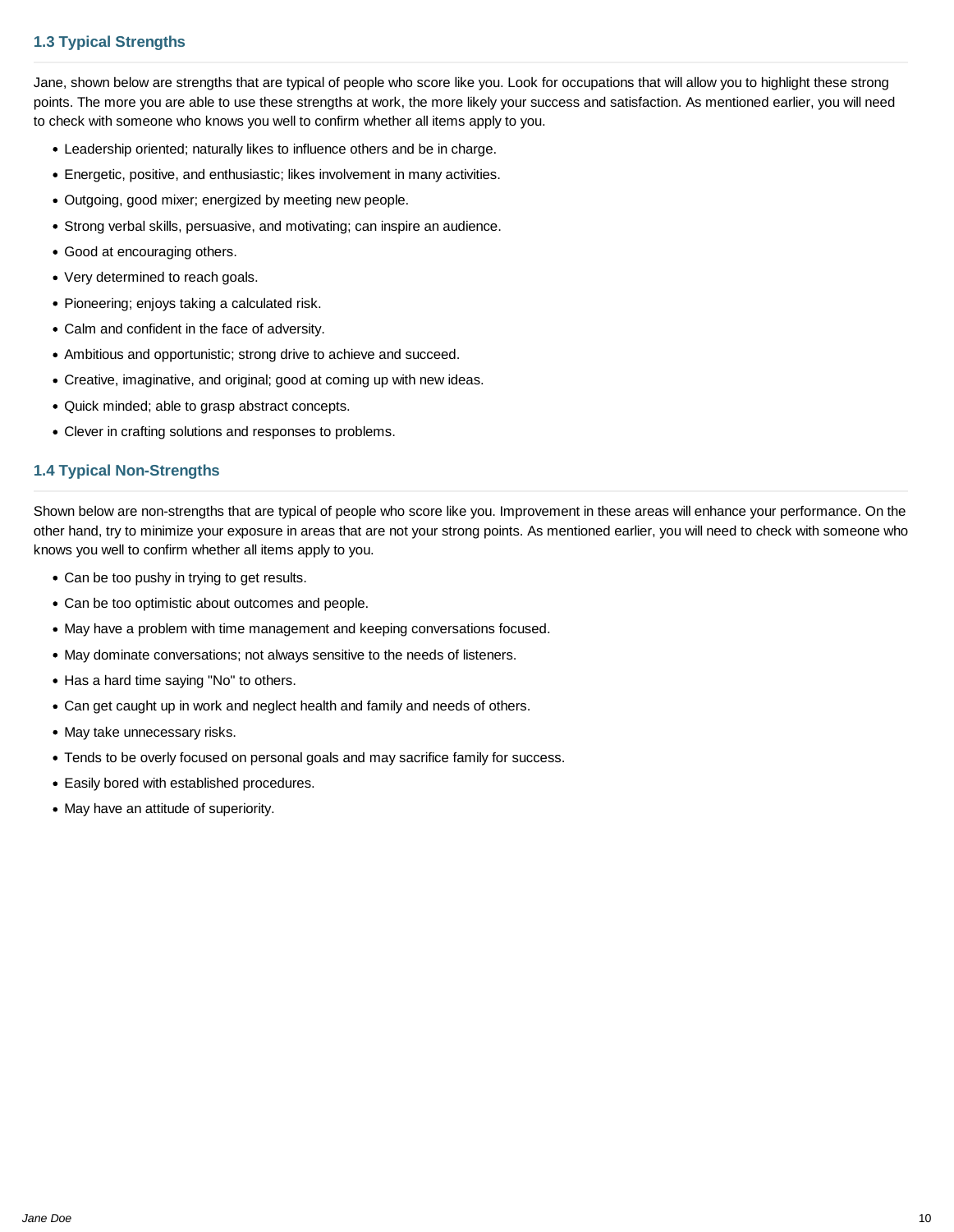### 1.3 Typical Strengths

Jane, shown below are strengths that are typical of people who score like you. Look for occupations that will allow you to highlight these strong points. The more you are able to use these strengths at work, the more likely your success and satisfaction. As mentioned earlier, you will need to check with someone who knows you well to confirm whether all items apply to you.

- Leadership oriented; naturally likes to influence others and be in charge.
- Energetic, positive, and enthusiastic; likes involvement in many activities.
- Outgoing, good mixer; energized by meeting new people.
- Strong verbal skills, persuasive, and motivating; can inspire an audience.
- Good at encouraging others.
- Very determined to reach goals.
- Pioneering; enjoys taking a calculated risk.
- Calm and confident in the face of adversity.
- Ambitious and opportunistic; strong drive to achieve and succeed.
- Creative, imaginative, and original; good at coming up with new ideas.
- Quick minded; able to grasp abstract concepts.
- Clever in crafting solutions and responses to problems.

### 1.4 Typical Non-Strengths

Shown below are non-strengths that are typical of people who score like you. Improvement in these areas will enhance your performance. On the other hand, try to minimize your exposure in areas that are not your strong points. As mentioned earlier, you will need to check with someone who knows you well to confirm whether all items apply to you.

- Can be too pushy in trying to get results.
- Can be too optimistic about outcomes and people.
- May have a problem with time management and keeping conversations focused.
- May dominate conversations; not always sensitive to the needs of listeners.
- Has a hard time saying "No" to others.
- Can get caught up in work and neglect health and family and needs of others.
- May take unnecessary risks.
- Tends to be overly focused on personal goals and may sacrifice family for success.
- Easily bored with established procedures.
- May have an attitude of superiority.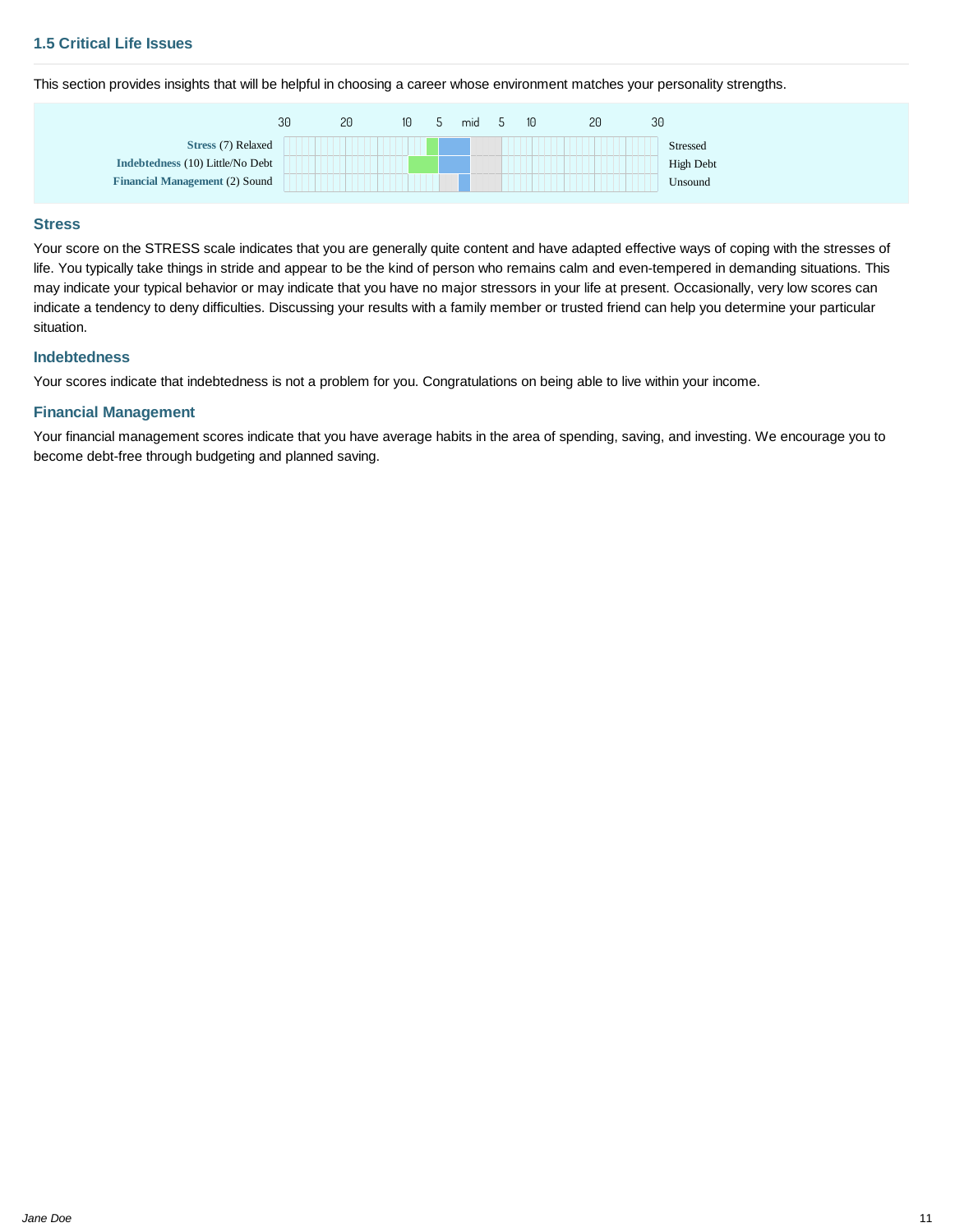### 1.5 Critical Life Issues

This section provides insights that will be helpful in choosing a career whose environment matches your personality strengths.

| | 30 · 20 · 10 · 5 · mid · 5 · 10 · 20 · 30 | |
|---|---|---|
| **Stress** (7) Relaxed | | Stressed |
| **Indebtedness** (10) Little/No Debt | | High Debt |
| **Financial Management** (2) Sound | | Unsound |

#### Stress

Your score on the STRESS scale indicates that you are generally quite content and have adapted effective ways of coping with the stresses of life. You typically take things in stride and appear to be the kind of person who remains calm and even-tempered in demanding situations. This may indicate your typical behavior or may indicate that you have no major stressors in your life at present. Occasionally, very low scores can indicate a tendency to deny difficulties. Discussing your results with a family member or trusted friend can help you determine your particular situation.

#### Indebtedness

Your scores indicate that indebtedness is not a problem for you. Congratulations on being able to live within your income.

#### Financial Management

Your financial management scores indicate that you have average habits in the area of spending, saving, and investing. We encourage you to become debt-free through budgeting and planned saving.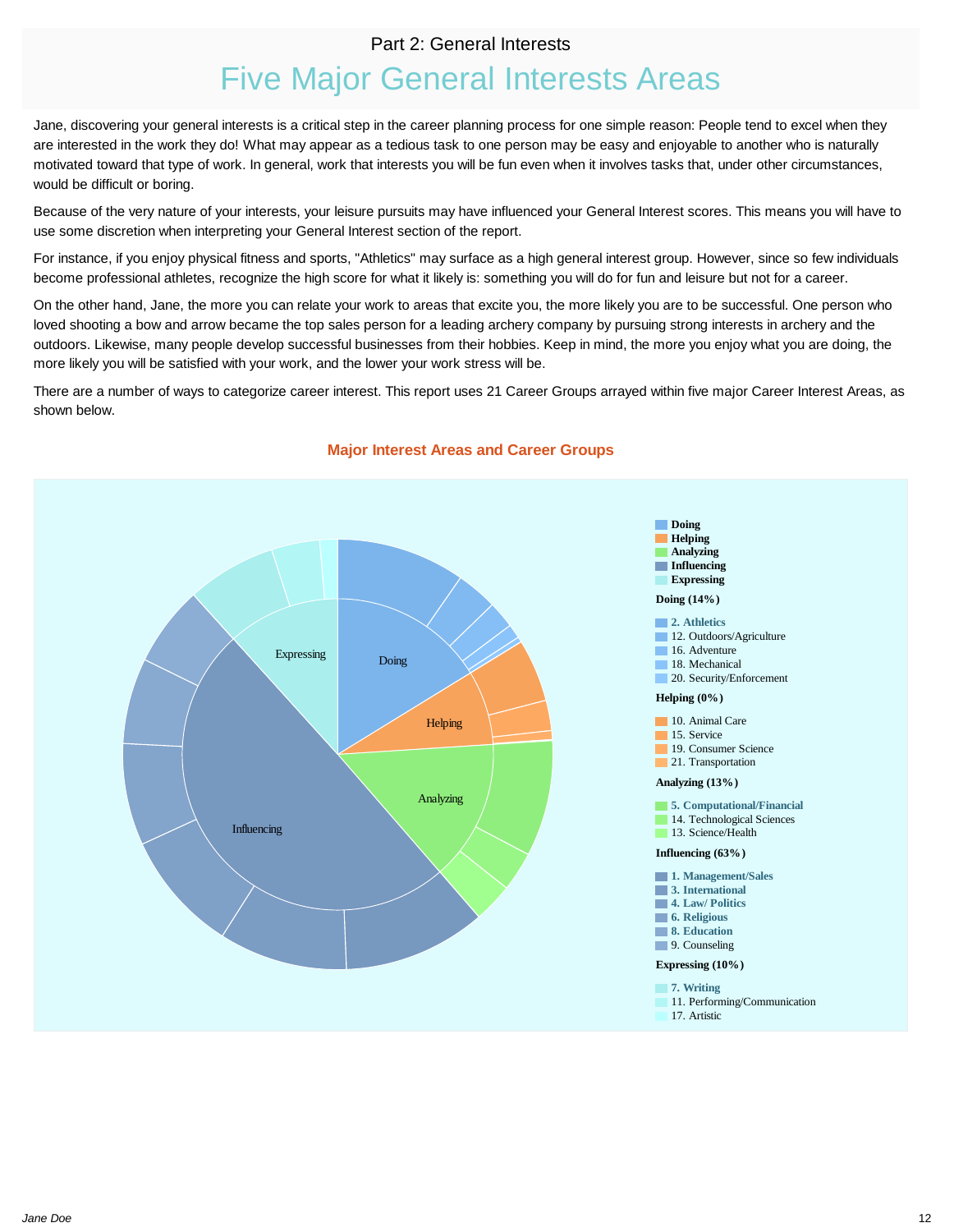Part 2: General Interests

# Five Major General Interests Areas

Jane, discovering your general interests is a critical step in the career planning process for one simple reason: People tend to excel when they are interested in the work they do! What may appear as a tedious task to one person may be easy and enjoyable to another who is naturally motivated toward that type of work. In general, work that interests you will be fun even when it involves tasks that, under other circumstances, would be difficult or boring.

Because of the very nature of your interests, your leisure pursuits may have influenced your General Interest scores. This means you will have to use some discretion when interpreting your General Interest section of the report.

For instance, if you enjoy physical fitness and sports, "Athletics" may surface as a high general interest group. However, since so few individuals become professional athletes, recognize the high score for what it likely is: something you will do for fun and leisure but not for a career.

On the other hand, Jane, the more you can relate your work to areas that excite you, the more likely you are to be successful. One person who loved shooting a bow and arrow became the top sales person for a leading archery company by pursuing strong interests in archery and the outdoors. Likewise, many people develop successful businesses from their hobbies. Keep in mind, the more you enjoy what you are doing, the more likely you will be satisfied with your work, and the lower your work stress will be.

There are a number of ways to categorize career interest. This report uses 21 Career Groups arrayed within five major Career Interest Areas, as shown below.

**Major Interest Areas and Career Groups**

**Doing**
**Helping**
**Analyzing**
**Influencing**
**Expressing**

**Doing (14%)**

- **2. Athletics**
- 12. Outdoors/Agriculture
- 16. Adventure
- 18. Mechanical
- 20. Security/Enforcement

**Helping (0%)**

- 10. Animal Care
- 15. Service
- 19. Consumer Science
- 21. Transportation

**Analyzing (13%)**

- **5. Computational/Financial**
- 14. Technological Sciences
- 13. Science/Health

**Influencing (63%)**

- **1. Management/Sales**
- **3. International**
- **4. Law/ Politics**
- **6. Religious**
- **8. Education**
- 9. Counseling

**Expressing (10%)**

- **7. Writing**
- 11. Performing/Communication
- 17. Artistic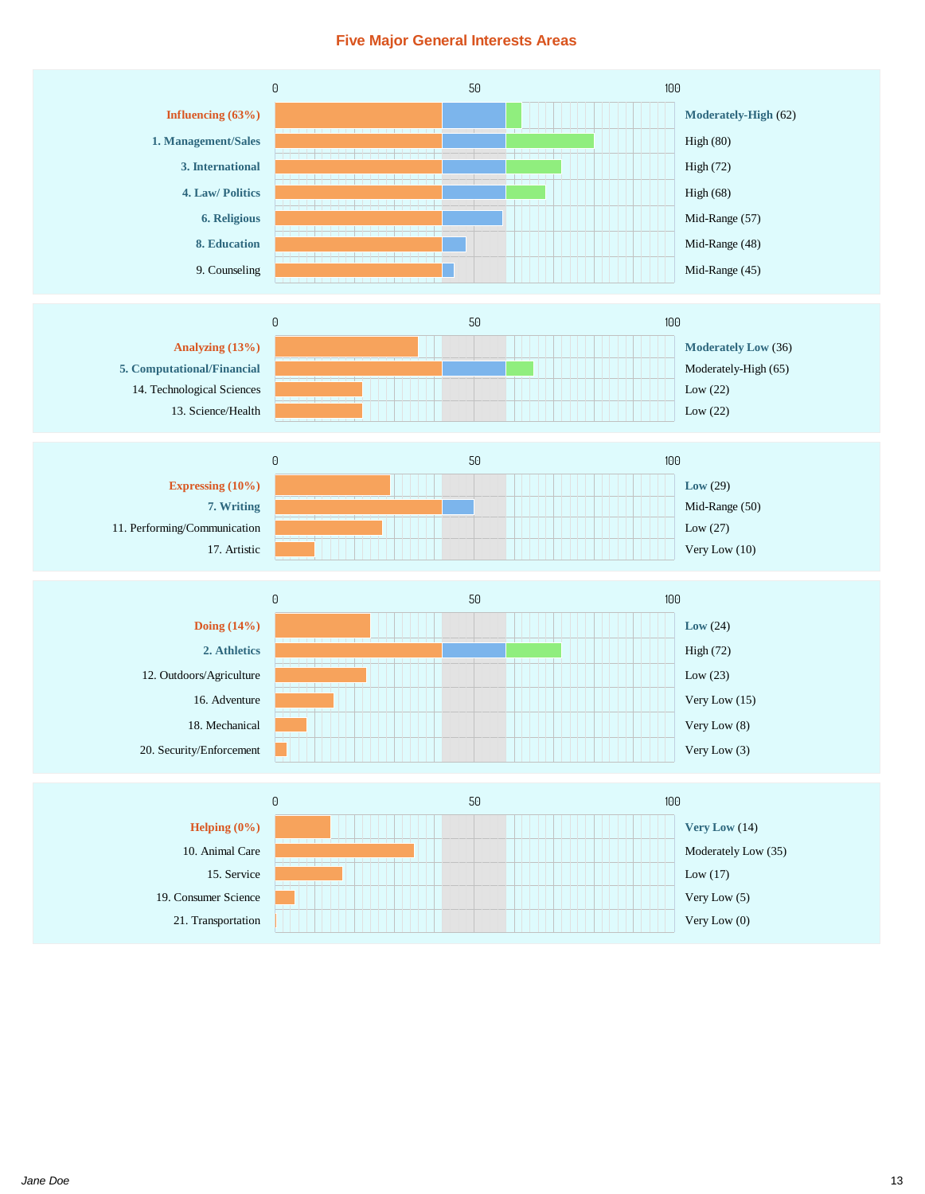# Five Major General Interests Areas

| Interest | Level (Score) |
|---|---|
| **Influencing (63%)** | **Moderately-High** (62) |
| **1. Management/Sales** | High (80) |
| **3. International** | High (72) |
| **4. Law/ Politics** | High (68) |
| **6. Religious** | Mid-Range (57) |
| **8. Education** | Mid-Range (48) |
| 9. Counseling | Mid-Range (45) |

| Interest | Level (Score) |
|---|---|
| **Analyzing (13%)** | **Moderately Low** (36) |
| **5. Computational/Financial** | Moderately-High (65) |
| 14. Technological Sciences | Low (22) |
| 13. Science/Health | Low (22) |

| Interest | Level (Score) |
|---|---|
| **Expressing (10%)** | **Low** (29) |
| **7. Writing** | Mid-Range (50) |
| 11. Performing/Communication | Low (27) |
| 17. Artistic | Very Low (10) |

| Interest | Level (Score) |
|---|---|
| **Doing (14%)** | **Low** (24) |
| **2. Athletics** | High (72) |
| 12. Outdoors/Agriculture | Low (23) |
| 16. Adventure | Very Low (15) |
| 18. Mechanical | Very Low (8) |
| 20. Security/Enforcement | Very Low (3) |

| Interest | Level (Score) |
|---|---|
| **Helping (0%)** | **Very Low** (14) |
| 10. Animal Care | Moderately Low (35) |
| 15. Service | Low (17) |
| 19. Consumer Science | Very Low (5) |
| 21. Transportation | Very Low (0) |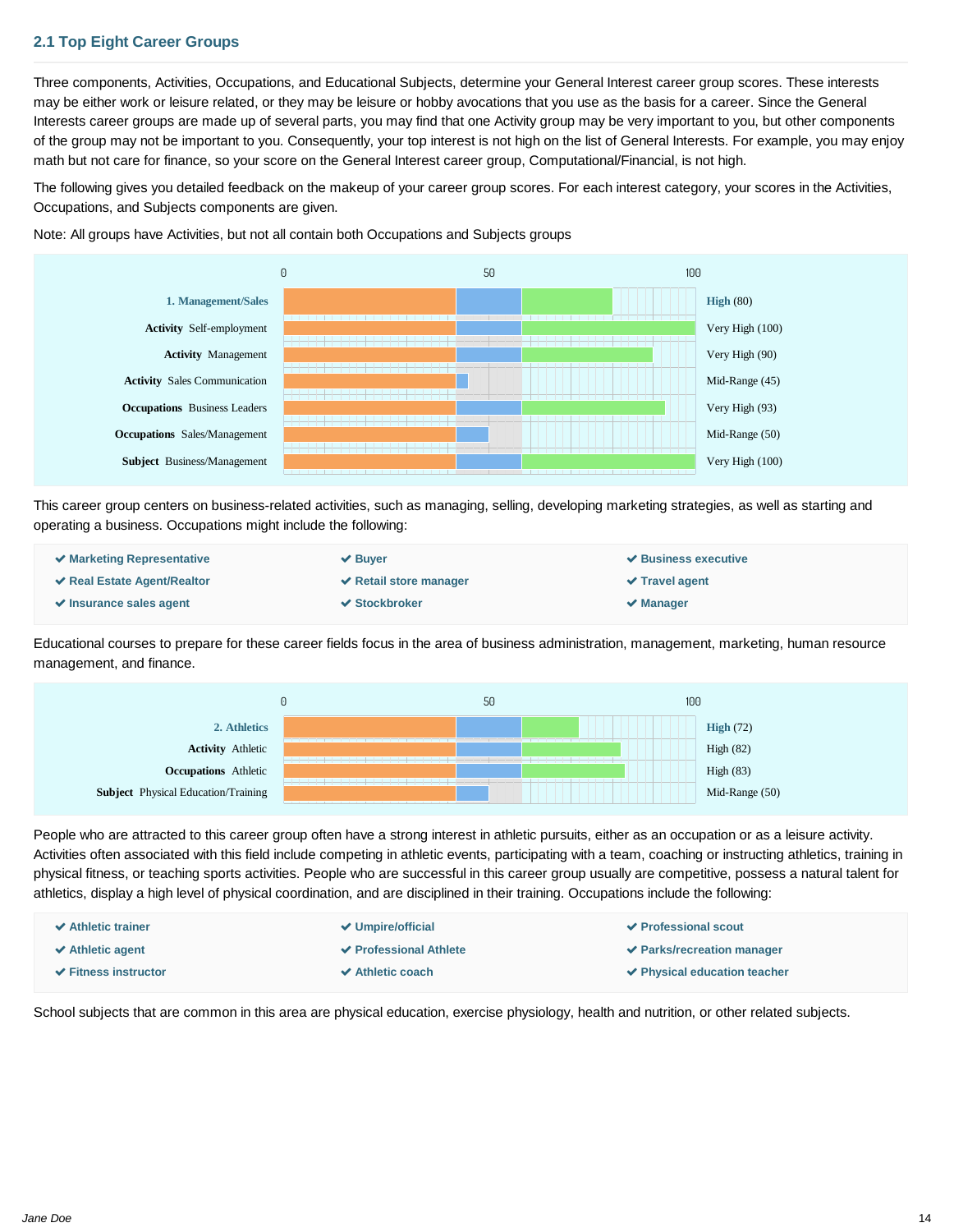## 2.1 Top Eight Career Groups

Three components, Activities, Occupations, and Educational Subjects, determine your General Interest career group scores. These interests may be either work or leisure related, or they may be leisure or hobby avocations that you use as the basis for a career. Since the General Interests career groups are made up of several parts, you may find that one Activity group may be very important to you, but other components of the group may not be important to you. Consequently, your top interest is not high on the list of General Interests. For example, you may enjoy math but not care for finance, so your score on the General Interest career group, Computational/Financial, is not high.

The following gives you detailed feedback on the makeup of your career group scores. For each interest category, your scores in the Activities, Occupations, and Subjects components are given.

Note: All groups have Activities, but not all contain both Occupations and Subjects groups

| Category | Score |
|---|---|
| **1. Management/Sales** | **High** (80) |
| **Activity** Self-employment | Very High (100) |
| **Activity** Management | Very High (90) |
| **Activity** Sales Communication | Mid-Range (45) |
| **Occupations** Business Leaders | Very High (93) |
| **Occupations** Sales/Management | Mid-Range (50) |
| **Subject** Business/Management | Very High (100) |

This career group centers on business-related activities, such as managing, selling, developing marketing strategies, as well as starting and operating a business. Occupations might include the following:

- Marketing Representative
- Real Estate Agent/Realtor
- Insurance sales agent
- Buyer
- Retail store manager
- Stockbroker
- Business executive
- Travel agent
- Manager

Educational courses to prepare for these career fields focus in the area of business administration, management, marketing, human resource management, and finance.

| Category | Score |
|---|---|
| **2. Athletics** | **High** (72) |
| **Activity** Athletic | High (82) |
| **Occupations** Athletic | High (83) |
| **Subject** Physical Education/Training | Mid-Range (50) |

People who are attracted to this career group often have a strong interest in athletic pursuits, either as an occupation or as a leisure activity. Activities often associated with this field include competing in athletic events, participating with a team, coaching or instructing athletics, training in physical fitness, or teaching sports activities. People who are successful in this career group usually are competitive, possess a natural talent for athletics, display a high level of physical coordination, and are disciplined in their training. Occupations include the following:

- Athletic trainer
- Athletic agent
- Fitness instructor
- Umpire/official
- Professional Athlete
- Athletic coach
- Professional scout
- Parks/recreation manager
- Physical education teacher

School subjects that are common in this area are physical education, exercise physiology, health and nutrition, or other related subjects.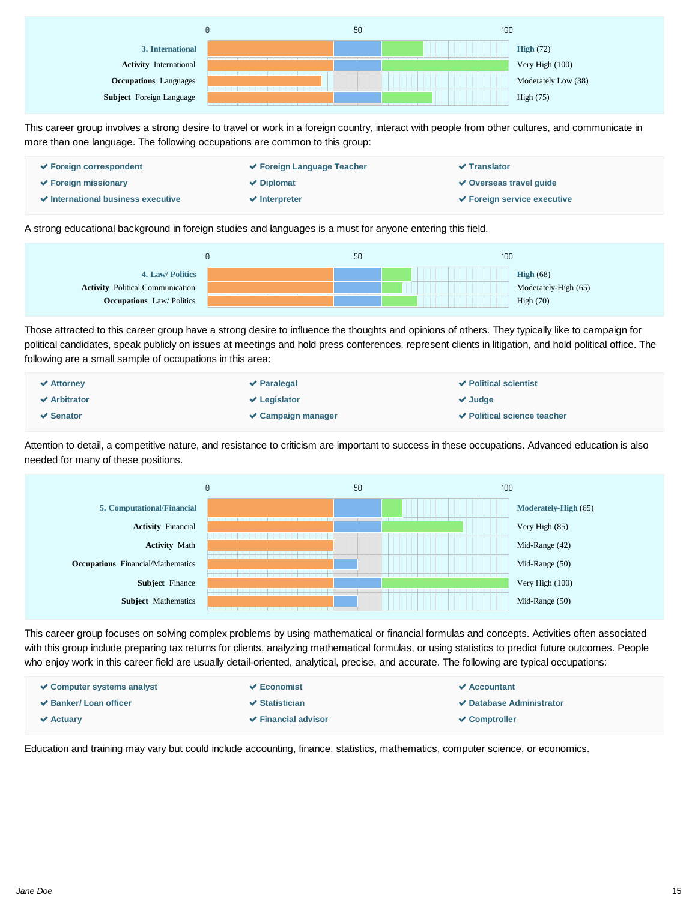| | Score |
|---|---|
| **3. International** | **High** (72) |
| **Activity** International | Very High (100) |
| **Occupations** Languages | Moderately Low (38) |
| **Subject** Foreign Language | High (75) |

This career group involves a strong desire to travel or work in a foreign country, interact with people from other cultures, and communicate in more than one language. The following occupations are common to this group:

- ✔ **Foreign correspondent**
- ✔ **Foreign Language Teacher**
- ✔ **Translator**
- ✔ **Foreign missionary**
- ✔ **Diplomat**
- ✔ **Overseas travel guide**
- ✔ **International business executive**
- ✔ **Interpreter**
- ✔ **Foreign service executive**

A strong educational background in foreign studies and languages is a must for anyone entering this field.

| | Score |
|---|---|
| **4. Law/ Politics** | **High** (68) |
| **Activity** Political Communication | Moderately-High (65) |
| **Occupations** Law/ Politics | High (70) |

Those attracted to this career group have a strong desire to influence the thoughts and opinions of others. They typically like to campaign for political candidates, speak publicly on issues at meetings and hold press conferences, represent clients in litigation, and hold political office. The following are a small sample of occupations in this area:

- ✔ **Attorney**
- ✔ **Paralegal**
- ✔ **Political scientist**
- ✔ **Arbitrator**
- ✔ **Legislator**
- ✔ **Judge**
- ✔ **Senator**
- ✔ **Campaign manager**
- ✔ **Political science teacher**

Attention to detail, a competitive nature, and resistance to criticism are important to success in these occupations. Advanced education is also needed for many of these positions.

| | Score |
|---|---|
| **5. Computational/Financial** | **Moderately-High** (65) |
| **Activity** Financial | Very High (85) |
| **Activity** Math | Mid-Range (42) |
| **Occupations** Financial/Mathematics | Mid-Range (50) |
| **Subject** Finance | Very High (100) |
| **Subject** Mathematics | Mid-Range (50) |

This career group focuses on solving complex problems by using mathematical or financial formulas and concepts. Activities often associated with this group include preparing tax returns for clients, analyzing mathematical formulas, or using statistics to predict future outcomes. People who enjoy work in this career field are usually detail-oriented, analytical, precise, and accurate. The following are typical occupations:

- ✔ **Computer systems analyst**
- ✔ **Economist**
- ✔ **Accountant**
- ✔ **Banker/ Loan officer**
- ✔ **Statistician**
- ✔ **Database Administrator**
- ✔ **Actuary**
- ✔ **Financial advisor**
- ✔ **Comptroller**

Education and training may vary but could include accounting, finance, statistics, mathematics, computer science, or economics.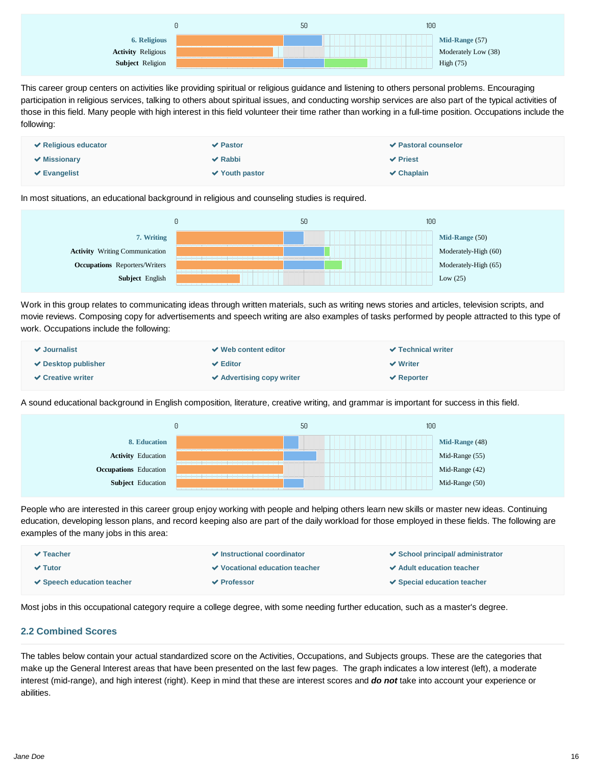| | Score |
|---|---|
| **6. Religious** | **Mid-Range** (57) |
| **Activity** Religious | Moderately Low (38) |
| **Subject** Religion | High (75) |

This career group centers on activities like providing spiritual or religious guidance and listening to others personal problems. Encouraging participation in religious services, talking to others about spiritual issues, and conducting worship services are also part of the typical activities of those in this field. Many people with high interest in this field volunteer their time rather than working in a full-time position. Occupations include the following:

- **Religious educator**
- **Pastor**
- **Pastoral counselor**
- **Missionary**
- **Rabbi**
- **Priest**
- **Evangelist**
- **Youth pastor**
- **Chaplain**

In most situations, an educational background in religious and counseling studies is required.

| | Score |
|---|---|
| **7. Writing** | **Mid-Range** (50) |
| **Activity** Writing Communication | Moderately-High (60) |
| **Occupations** Reporters/Writers | Moderately-High (65) |
| **Subject** English | Low (25) |

Work in this group relates to communicating ideas through written materials, such as writing news stories and articles, television scripts, and movie reviews. Composing copy for advertisements and speech writing are also examples of tasks performed by people attracted to this type of work. Occupations include the following:

- **Journalist**
- **Web content editor**
- **Technical writer**
- **Desktop publisher**
- **Editor**
- **Writer**
- **Creative writer**
- **Advertising copy writer**
- **Reporter**

A sound educational background in English composition, literature, creative writing, and grammar is important for success in this field.

| | Score |
|---|---|
| **8. Education** | **Mid-Range** (48) |
| **Activity** Education | Mid-Range (55) |
| **Occupations** Education | Mid-Range (42) |
| **Subject** Education | Mid-Range (50) |

People who are interested in this career group enjoy working with people and helping others learn new skills or master new ideas. Continuing education, developing lesson plans, and record keeping also are part of the daily workload for those employed in these fields. The following are examples of the many jobs in this area:

- **Teacher**
- **Instructional coordinator**
- **School principal/ administrator**
- **Tutor**
- **Vocational education teacher**
- **Adult education teacher**
- **Speech education teacher**
- **Professor**
- **Special education teacher**

Most jobs in this occupational category require a college degree, with some needing further education, such as a master's degree.

## 2.2 Combined Scores

The tables below contain your actual standardized score on the Activities, Occupations, and Subjects groups. These are the categories that make up the General Interest areas that have been presented on the last few pages. The graph indicates a low interest (left), a moderate interest (mid-range), and high interest (right). Keep in mind that these are interest scores and ***do not*** take into account your experience or abilities.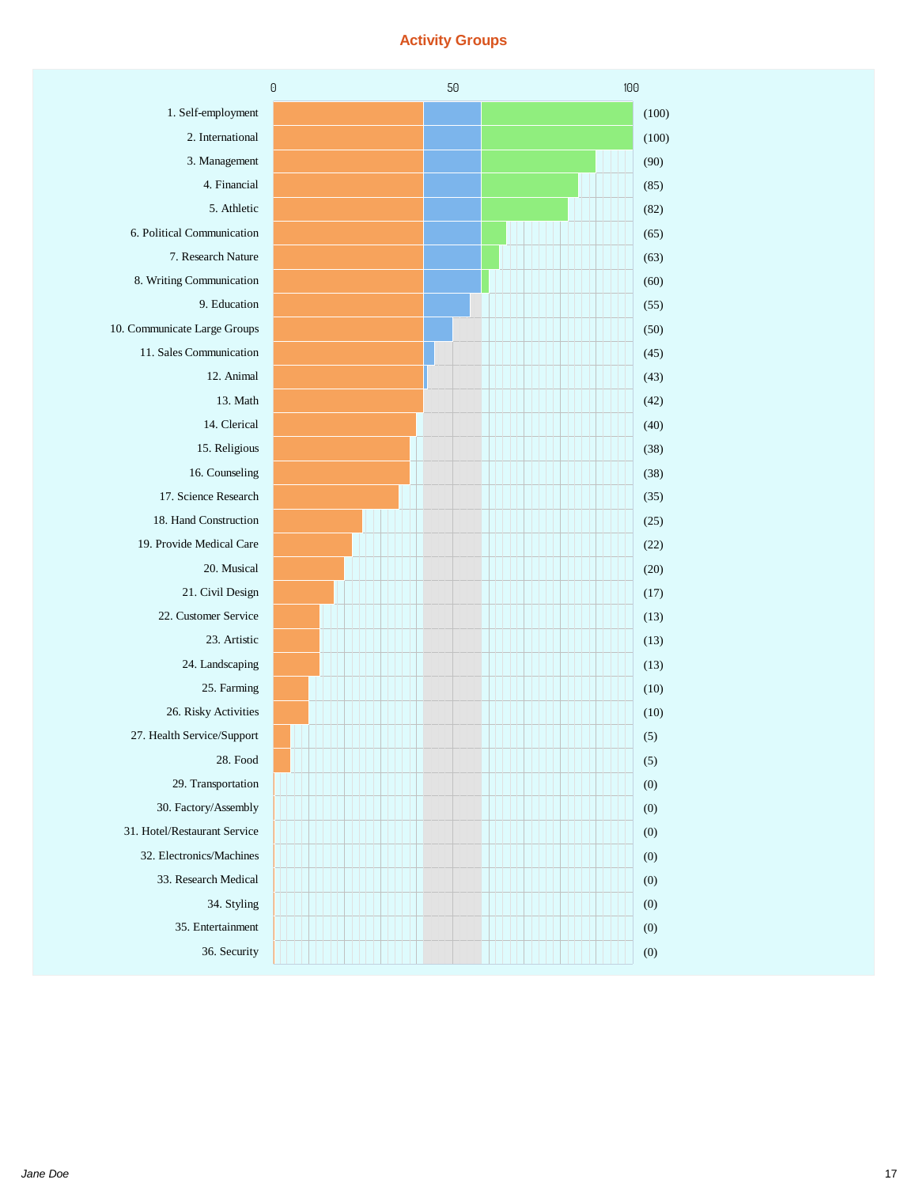# Activity Groups

| Activity Group | Score |
|---|---|
| 1. Self-employment | (100) |
| 2. International | (100) |
| 3. Management | (90) |
| 4. Financial | (85) |
| 5. Athletic | (82) |
| 6. Political Communication | (65) |
| 7. Research Nature | (63) |
| 8. Writing Communication | (60) |
| 9. Education | (55) |
| 10. Communicate Large Groups | (50) |
| 11. Sales Communication | (45) |
| 12. Animal | (43) |
| 13. Math | (42) |
| 14. Clerical | (40) |
| 15. Religious | (38) |
| 16. Counseling | (38) |
| 17. Science Research | (35) |
| 18. Hand Construction | (25) |
| 19. Provide Medical Care | (22) |
| 20. Musical | (20) |
| 21. Civil Design | (17) |
| 22. Customer Service | (13) |
| 23. Artistic | (13) |
| 24. Landscaping | (13) |
| 25. Farming | (10) |
| 26. Risky Activities | (10) |
| 27. Health Service/Support | (5) |
| 28. Food | (5) |
| 29. Transportation | (0) |
| 30. Factory/Assembly | (0) |
| 31. Hotel/Restaurant Service | (0) |
| 32. Electronics/Machines | (0) |
| 33. Research Medical | (0) |
| 34. Styling | (0) |
| 35. Entertainment | (0) |
| 36. Security | (0) |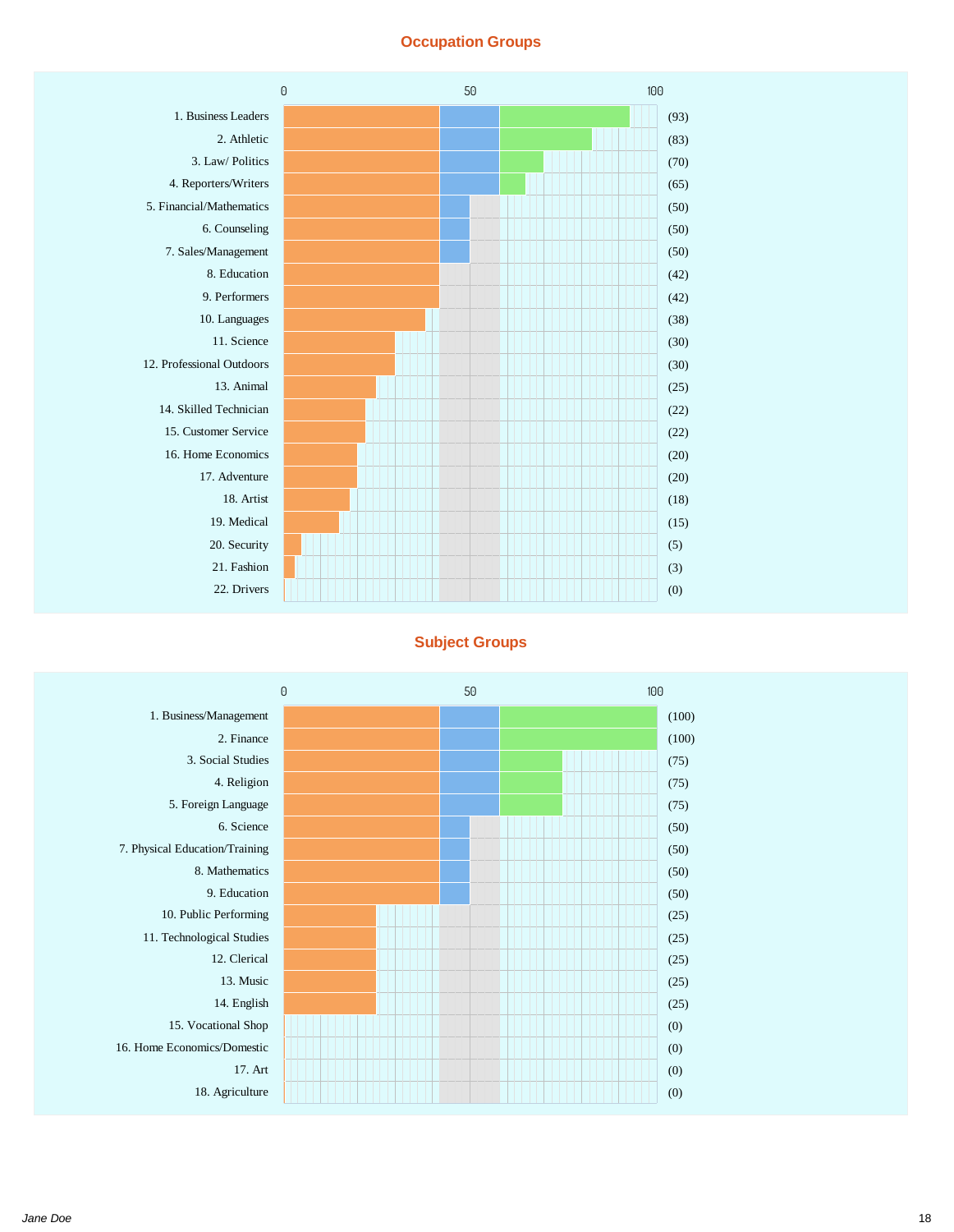## Occupation Groups

| Occupation Group | Score |
|---|---|
| 1. Business Leaders | (93) |
| 2. Athletic | (83) |
| 3. Law/ Politics | (70) |
| 4. Reporters/Writers | (65) |
| 5. Financial/Mathematics | (50) |
| 6. Counseling | (50) |
| 7. Sales/Management | (50) |
| 8. Education | (42) |
| 9. Performers | (42) |
| 10. Languages | (38) |
| 11. Science | (30) |
| 12. Professional Outdoors | (30) |
| 13. Animal | (25) |
| 14. Skilled Technician | (22) |
| 15. Customer Service | (22) |
| 16. Home Economics | (20) |
| 17. Adventure | (20) |
| 18. Artist | (18) |
| 19. Medical | (15) |
| 20. Security | (5) |
| 21. Fashion | (3) |
| 22. Drivers | (0) |

## Subject Groups

| Subject Group | Score |
|---|---|
| 1. Business/Management | (100) |
| 2. Finance | (100) |
| 3. Social Studies | (75) |
| 4. Religion | (75) |
| 5. Foreign Language | (75) |
| 6. Science | (50) |
| 7. Physical Education/Training | (50) |
| 8. Mathematics | (50) |
| 9. Education | (50) |
| 10. Public Performing | (25) |
| 11. Technological Studies | (25) |
| 12. Clerical | (25) |
| 13. Music | (25) |
| 14. English | (25) |
| 15. Vocational Shop | (0) |
| 16. Home Economics/Domestic | (0) |
| 17. Art | (0) |
| 18. Agriculture | (0) |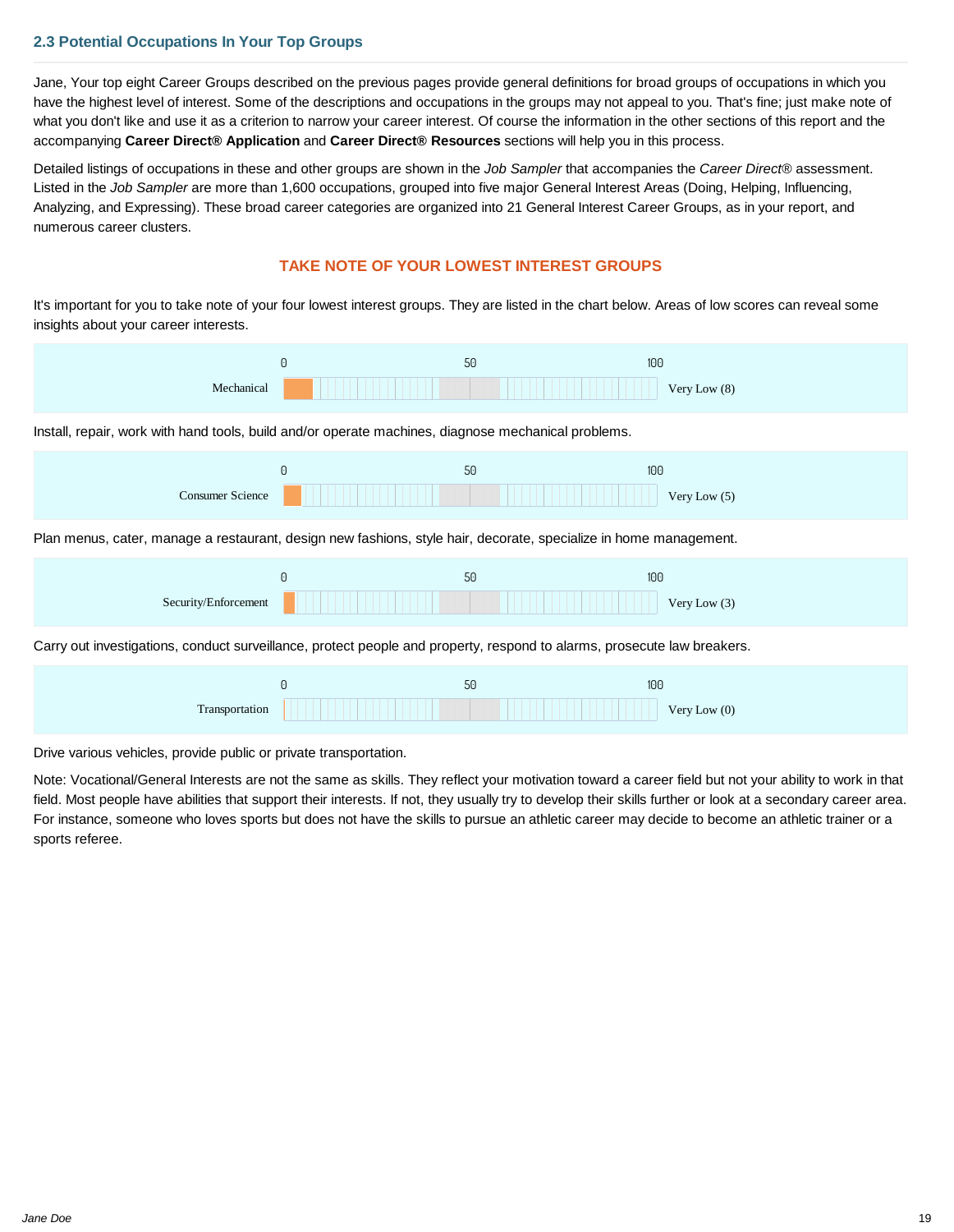## 2.3 Potential Occupations In Your Top Groups

Jane, Your top eight Career Groups described on the previous pages provide general definitions for broad groups of occupations in which you have the highest level of interest. Some of the descriptions and occupations in the groups may not appeal to you. That's fine; just make note of what you don't like and use it as a criterion to narrow your career interest. Of course the information in the other sections of this report and the accompanying **Career Direct® Application** and **Career Direct® Resources** sections will help you in this process.

Detailed listings of occupations in these and other groups are shown in the *Job Sampler* that accompanies the *Career Direct®* assessment. Listed in the *Job Sampler* are more than 1,600 occupations, grouped into five major General Interest Areas (Doing, Helping, Influencing, Analyzing, and Expressing). These broad career categories are organized into 21 General Interest Career Groups, as in your report, and numerous career clusters.

### TAKE NOTE OF YOUR LOWEST INTEREST GROUPS

It's important for you to take note of your four lowest interest groups. They are listed in the chart below. Areas of low scores can reveal some insights about your career interests.

| Group | Score |
| --- | --- |
| Mechanical | Very Low (8) |

Install, repair, work with hand tools, build and/or operate machines, diagnose mechanical problems.

| Group | Score |
| --- | --- |
| Consumer Science | Very Low (5) |

Plan menus, cater, manage a restaurant, design new fashions, style hair, decorate, specialize in home management.

| Group | Score |
| --- | --- |
| Security/Enforcement | Very Low (3) |

Carry out investigations, conduct surveillance, protect people and property, respond to alarms, prosecute law breakers.

| Group | Score |
| --- | --- |
| Transportation | Very Low (0) |

Drive various vehicles, provide public or private transportation.

Note: Vocational/General Interests are not the same as skills. They reflect your motivation toward a career field but not your ability to work in that field. Most people have abilities that support their interests. If not, they usually try to develop their skills further or look at a secondary career area. For instance, someone who loves sports but does not have the skills to pursue an athletic career may decide to become an athletic trainer or a sports referee.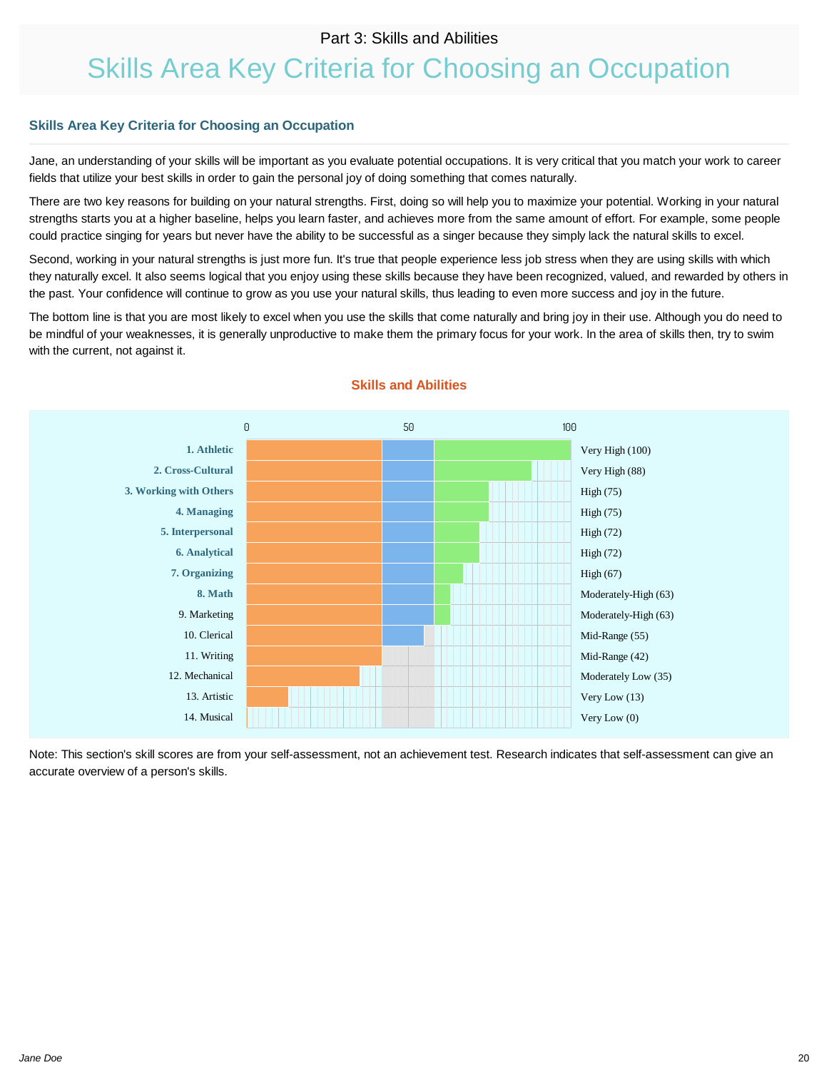Part 3: Skills and Abilities

# Skills Area Key Criteria for Choosing an Occupation

### Skills Area Key Criteria for Choosing an Occupation

Jane, an understanding of your skills will be important as you evaluate potential occupations. It is very critical that you match your work to career fields that utilize your best skills in order to gain the personal joy of doing something that comes naturally.

There are two key reasons for building on your natural strengths. First, doing so will help you to maximize your potential. Working in your natural strengths starts you at a higher baseline, helps you learn faster, and achieves more from the same amount of effort. For example, some people could practice singing for years but never have the ability to be successful as a singer because they simply lack the natural skills to excel.

Second, working in your natural strengths is just more fun. It's true that people experience less job stress when they are using skills with which they naturally excel. It also seems logical that you enjoy using these skills because they have been recognized, valued, and rewarded by others in the past. Your confidence will continue to grow as you use your natural skills, thus leading to even more success and joy in the future.

The bottom line is that you are most likely to excel when you use the skills that come naturally and bring joy in their use. Although you do need to be mindful of your weaknesses, it is generally unproductive to make them the primary focus for your work. In the area of skills then, try to swim with the current, not against it.

**Skills and Abilities**

| Skill | Score |
|---|---|
| **1. Athletic** | Very High (100) |
| **2. Cross-Cultural** | Very High (88) |
| **3. Working with Others** | High (75) |
| **4. Managing** | High (75) |
| **5. Interpersonal** | High (72) |
| **6. Analytical** | High (72) |
| **7. Organizing** | High (67) |
| **8. Math** | Moderately-High (63) |
| 9. Marketing | Moderately-High (63) |
| 10. Clerical | Mid-Range (55) |
| 11. Writing | Mid-Range (42) |
| 12. Mechanical | Moderately Low (35) |
| 13. Artistic | Very Low (13) |
| 14. Musical | Very Low (0) |

Note: This section's skill scores are from your self-assessment, not an achievement test. Research indicates that self-assessment can give an accurate overview of a person's skills.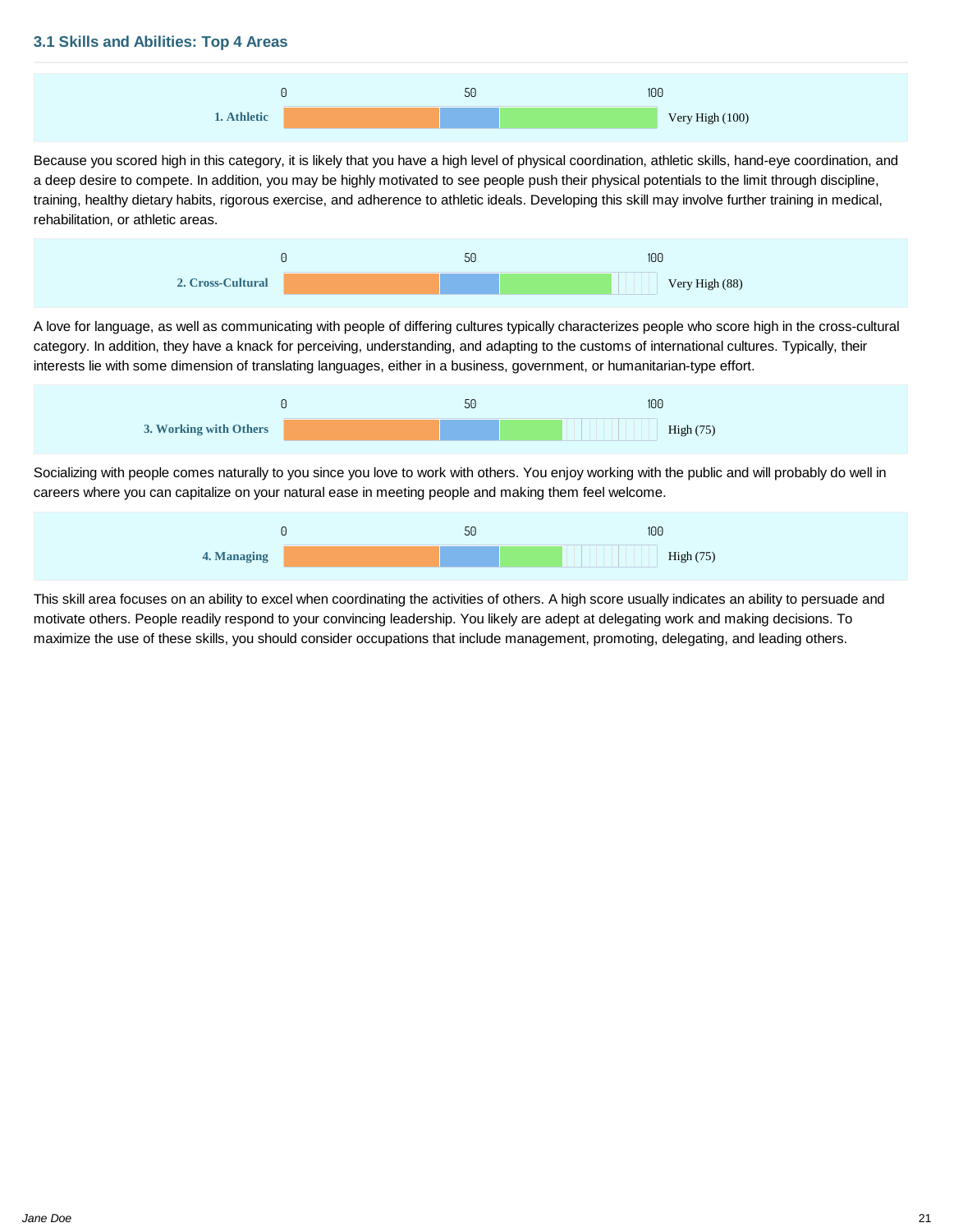### 3.1 Skills and Abilities: Top 4 Areas

**1. Athletic** — Very High (100)

Because you scored high in this category, it is likely that you have a high level of physical coordination, athletic skills, hand-eye coordination, and a deep desire to compete. In addition, you may be highly motivated to see people push their physical potentials to the limit through discipline, training, healthy dietary habits, rigorous exercise, and adherence to athletic ideals. Developing this skill may involve further training in medical, rehabilitation, or athletic areas.

**2. Cross-Cultural** — Very High (88)

A love for language, as well as communicating with people of differing cultures typically characterizes people who score high in the cross-cultural category. In addition, they have a knack for perceiving, understanding, and adapting to the customs of international cultures. Typically, their interests lie with some dimension of translating languages, either in a business, government, or humanitarian-type effort.

**3. Working with Others** — High (75)

Socializing with people comes naturally to you since you love to work with others. You enjoy working with the public and will probably do well in careers where you can capitalize on your natural ease in meeting people and making them feel welcome.

**4. Managing** — High (75)

This skill area focuses on an ability to excel when coordinating the activities of others. A high score usually indicates an ability to persuade and motivate others. People readily respond to your convincing leadership. You likely are adept at delegating work and making decisions. To maximize the use of these skills, you should consider occupations that include management, promoting, delegating, and leading others.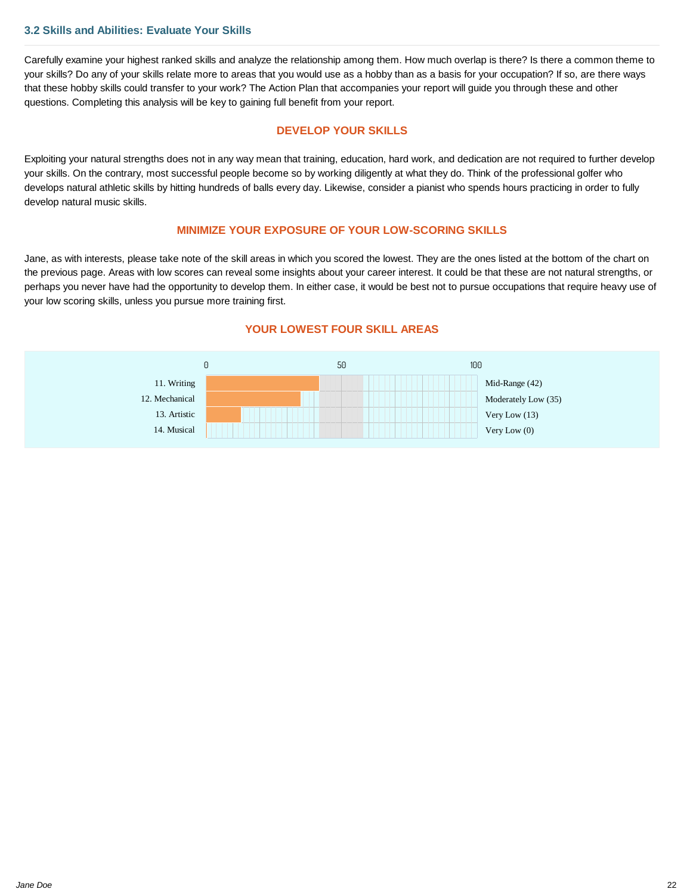### 3.2 Skills and Abilities: Evaluate Your Skills

Carefully examine your highest ranked skills and analyze the relationship among them. How much overlap is there? Is there a common theme to your skills? Do any of your skills relate more to areas that you would use as a hobby than as a basis for your occupation? If so, are there ways that these hobby skills could transfer to your work? The Action Plan that accompanies your report will guide you through these and other questions. Completing this analysis will be key to gaining full benefit from your report.

#### DEVELOP YOUR SKILLS

Exploiting your natural strengths does not in any way mean that training, education, hard work, and dedication are not required to further develop your skills. On the contrary, most successful people become so by working diligently at what they do. Think of the professional golfer who develops natural athletic skills by hitting hundreds of balls every day. Likewise, consider a pianist who spends hours practicing in order to fully develop natural music skills.

#### MINIMIZE YOUR EXPOSURE OF YOUR LOW-SCORING SKILLS

Jane, as with interests, please take note of the skill areas in which you scored the lowest. They are the ones listed at the bottom of the chart on the previous page. Areas with low scores can reveal some insights about your career interest. It could be that these are not natural strengths, or perhaps you never have had the opportunity to develop them. In either case, it would be best not to pursue occupations that require heavy use of your low scoring skills, unless you pursue more training first.

#### YOUR LOWEST FOUR SKILL AREAS

| Skill | Score (0–100) | Rating |
|---|---|---|
| 11. Writing | 42 | Mid-Range (42) |
| 12. Mechanical | 35 | Moderately Low (35) |
| 13. Artistic | 13 | Very Low (13) |
| 14. Musical | 0 | Very Low (0) |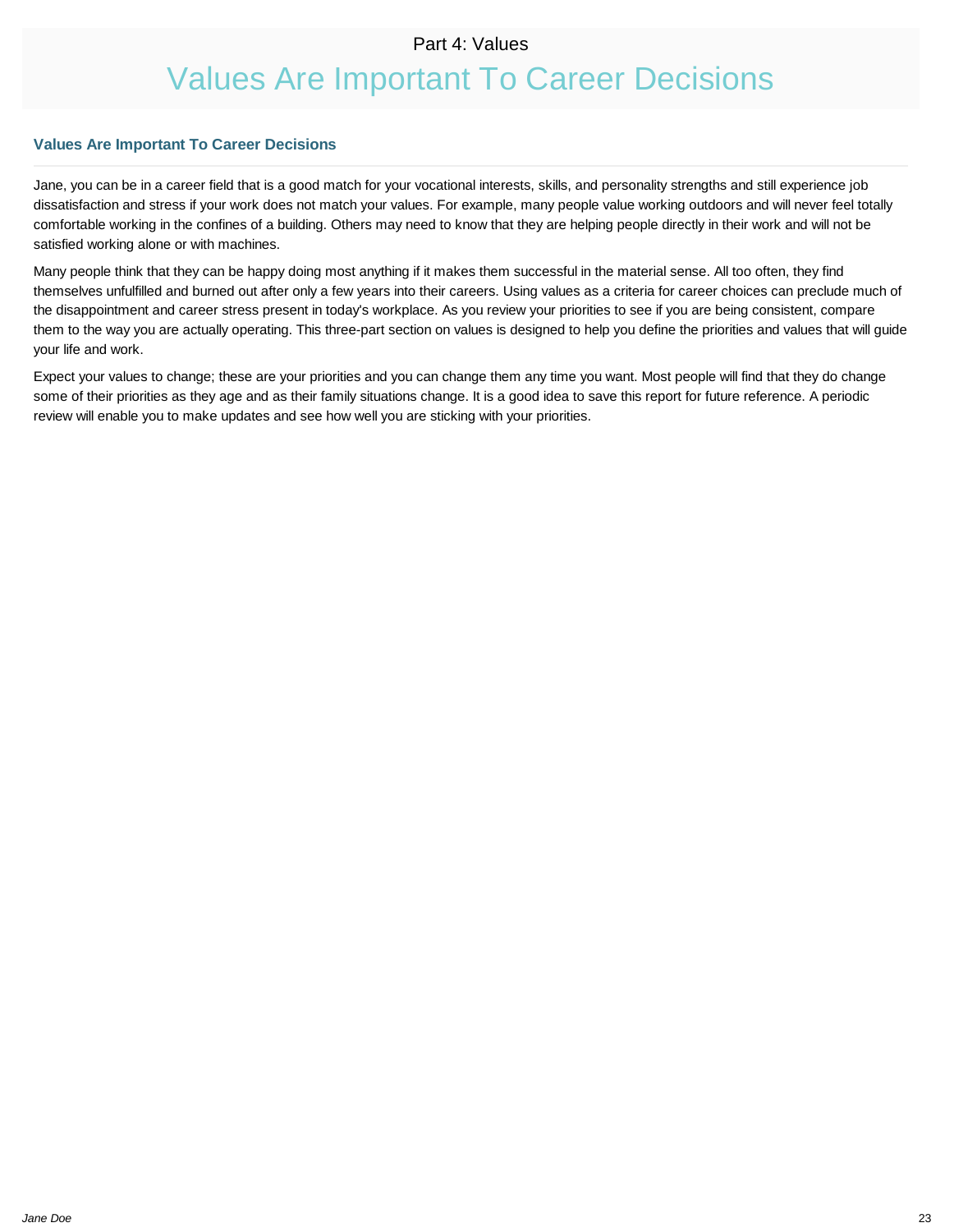Part 4: Values

# Values Are Important To Career Decisions

### Values Are Important To Career Decisions

Jane, you can be in a career field that is a good match for your vocational interests, skills, and personality strengths and still experience job dissatisfaction and stress if your work does not match your values. For example, many people value working outdoors and will never feel totally comfortable working in the confines of a building. Others may need to know that they are helping people directly in their work and will not be satisfied working alone or with machines.

Many people think that they can be happy doing most anything if it makes them successful in the material sense. All too often, they find themselves unfulfilled and burned out after only a few years into their careers. Using values as a criteria for career choices can preclude much of the disappointment and career stress present in today's workplace. As you review your priorities to see if you are being consistent, compare them to the way you are actually operating. This three-part section on values is designed to help you define the priorities and values that will guide your life and work.

Expect your values to change; these are your priorities and you can change them any time you want. Most people will find that they do change some of their priorities as they age and as their family situations change. It is a good idea to save this report for future reference. A periodic review will enable you to make updates and see how well you are sticking with your priorities.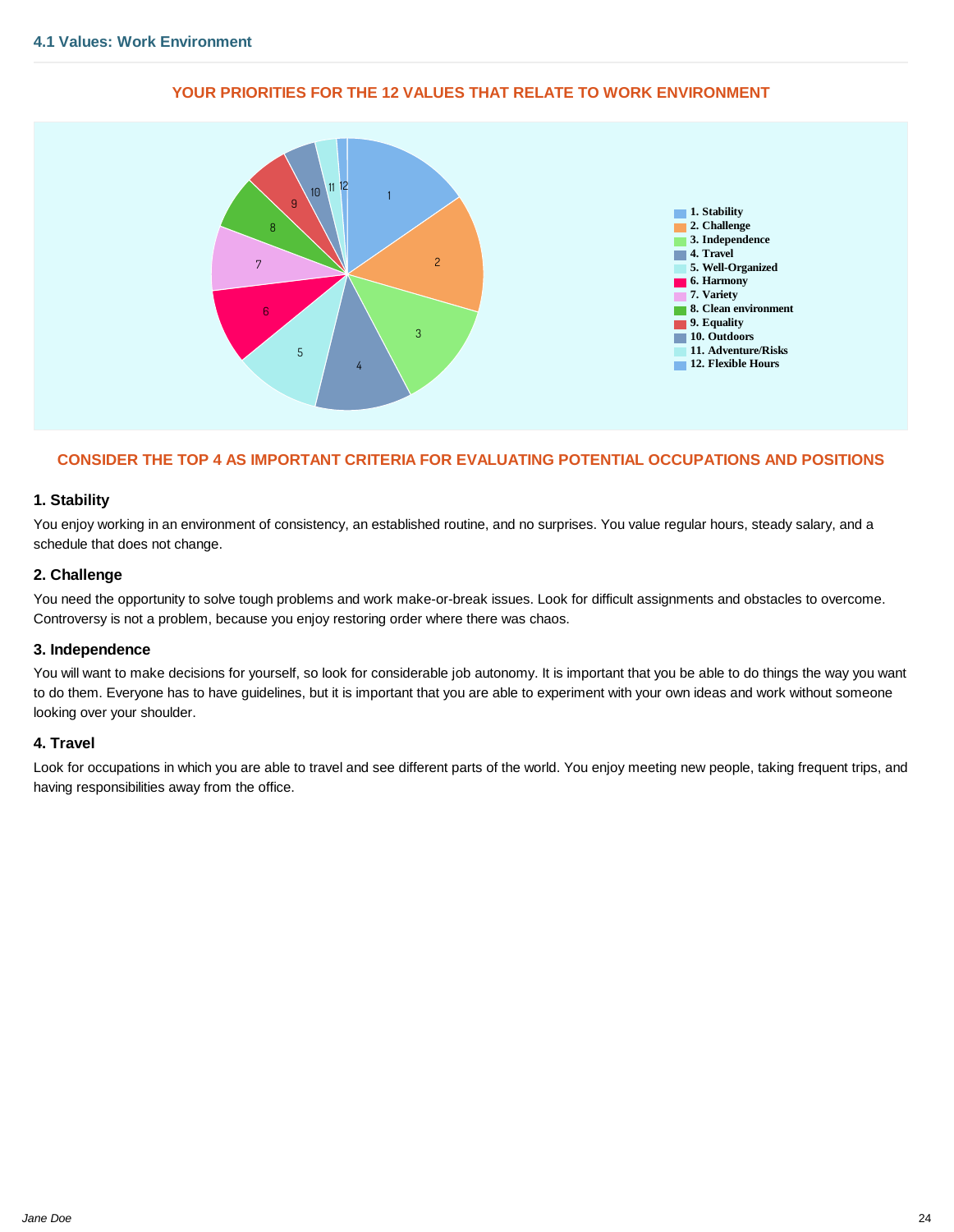## 4.1 Values: Work Environment

### YOUR PRIORITIES FOR THE 12 VALUES THAT RELATE TO WORK ENVIRONMENT

- 1. Stability
- 2. Challenge
- 3. Independence
- 4. Travel
- 5. Well-Organized
- 6. Harmony
- 7. Variety
- 8. Clean environment
- 9. Equality
- 10. Outdoors
- 11. Adventure/Risks
- 12. Flexible Hours

### CONSIDER THE TOP 4 AS IMPORTANT CRITERIA FOR EVALUATING POTENTIAL OCCUPATIONS AND POSITIONS

#### 1. Stability

You enjoy working in an environment of consistency, an established routine, and no surprises. You value regular hours, steady salary, and a schedule that does not change.

#### 2. Challenge

You need the opportunity to solve tough problems and work make-or-break issues. Look for difficult assignments and obstacles to overcome. Controversy is not a problem, because you enjoy restoring order where there was chaos.

#### 3. Independence

You will want to make decisions for yourself, so look for considerable job autonomy. It is important that you be able to do things the way you want to do them. Everyone has to have guidelines, but it is important that you are able to experiment with your own ideas and work without someone looking over your shoulder.

#### 4. Travel

Look for occupations in which you are able to travel and see different parts of the world. You enjoy meeting new people, taking frequent trips, and having responsibilities away from the office.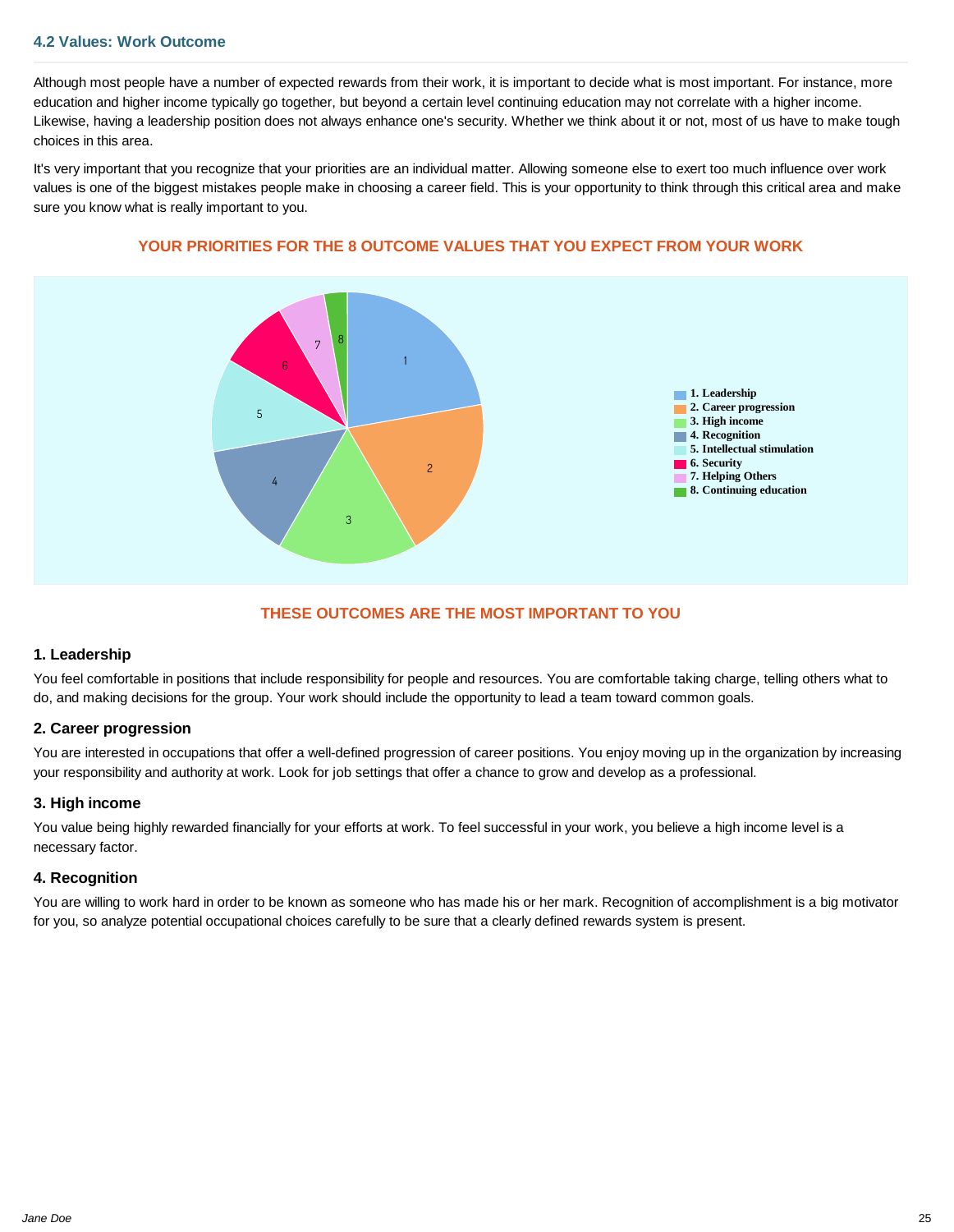### 4.2 Values: Work Outcome

Although most people have a number of expected rewards from their work, it is important to decide what is most important. For instance, more education and higher income typically go together, but beyond a certain level continuing education may not correlate with a higher income. Likewise, having a leadership position does not always enhance one's security. Whether we think about it or not, most of us have to make tough choices in this area.

It's very important that you recognize that your priorities are an individual matter. Allowing someone else to exert too much influence over work values is one of the biggest mistakes people make in choosing a career field. This is your opportunity to think through this critical area and make sure you know what is really important to you.

**YOUR PRIORITIES FOR THE 8 OUTCOME VALUES THAT YOU EXPECT FROM YOUR WORK**

1. Leadership
2. Career progression
3. High income
4. Recognition
5. Intellectual stimulation
6. Security
7. Helping Others
8. Continuing education

**THESE OUTCOMES ARE THE MOST IMPORTANT TO YOU**

#### 1. Leadership

You feel comfortable in positions that include responsibility for people and resources. You are comfortable taking charge, telling others what to do, and making decisions for the group. Your work should include the opportunity to lead a team toward common goals.

#### 2. Career progression

You are interested in occupations that offer a well-defined progression of career positions. You enjoy moving up in the organization by increasing your responsibility and authority at work. Look for job settings that offer a chance to grow and develop as a professional.

#### 3. High income

You value being highly rewarded financially for your efforts at work. To feel successful in your work, you believe a high income level is a necessary factor.

#### 4. Recognition

You are willing to work hard in order to be known as someone who has made his or her mark. Recognition of accomplishment is a big motivator for you, so analyze potential occupational choices carefully to be sure that a clearly defined rewards system is present.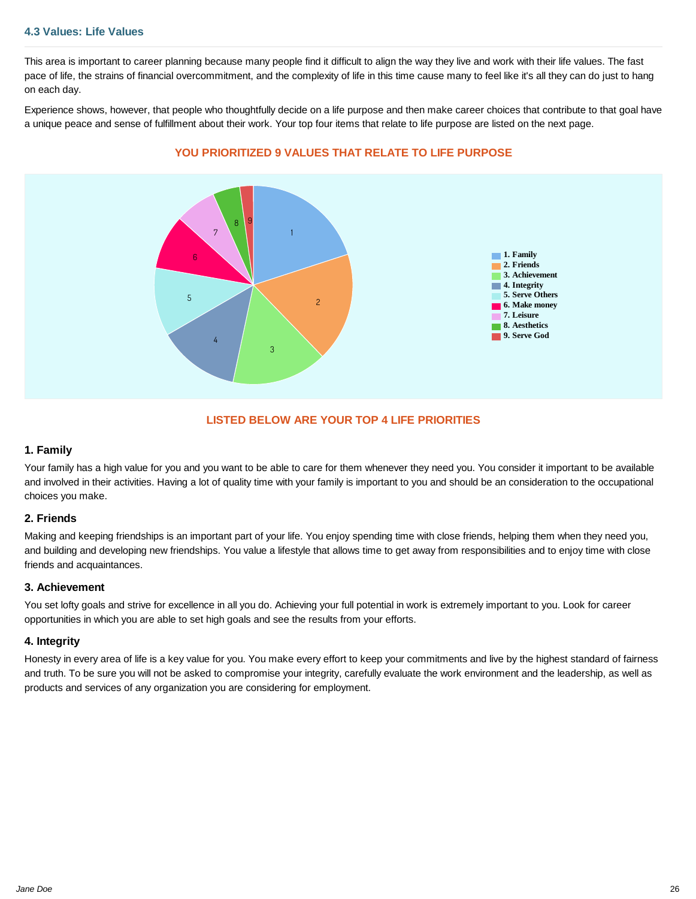### 4.3 Values: Life Values

This area is important to career planning because many people find it difficult to align the way they live and work with their life values. The fast pace of life, the strains of financial overcommitment, and the complexity of life in this time cause many to feel like it's all they can do just to hang on each day.

Experience shows, however, that people who thoughtfully decide on a life purpose and then make career choices that contribute to that goal have a unique peace and sense of fulfillment about their work. Your top four items that relate to life purpose are listed on the next page.

**YOU PRIORITIZED 9 VALUES THAT RELATE TO LIFE PURPOSE**

1. Family
2. Friends
3. Achievement
4. Integrity
5. Serve Others
6. Make money
7. Leisure
8. Aesthetics
9. Serve God

**LISTED BELOW ARE YOUR TOP 4 LIFE PRIORITIES**

#### 1. Family

Your family has a high value for you and you want to be able to care for them whenever they need you. You consider it important to be available and involved in their activities. Having a lot of quality time with your family is important to you and should be an consideration to the occupational choices you make.

#### 2. Friends

Making and keeping friendships is an important part of your life. You enjoy spending time with close friends, helping them when they need you, and building and developing new friendships. You value a lifestyle that allows time to get away from responsibilities and to enjoy time with close friends and acquaintances.

#### 3. Achievement

You set lofty goals and strive for excellence in all you do. Achieving your full potential in work is extremely important to you. Look for career opportunities in which you are able to set high goals and see the results from your efforts.

#### 4. Integrity

Honesty in every area of life is a key value for you. You make every effort to keep your commitments and live by the highest standard of fairness and truth. To be sure you will not be asked to compromise your integrity, carefully evaluate the work environment and the leadership, as well as products and services of any organization you are considering for employment.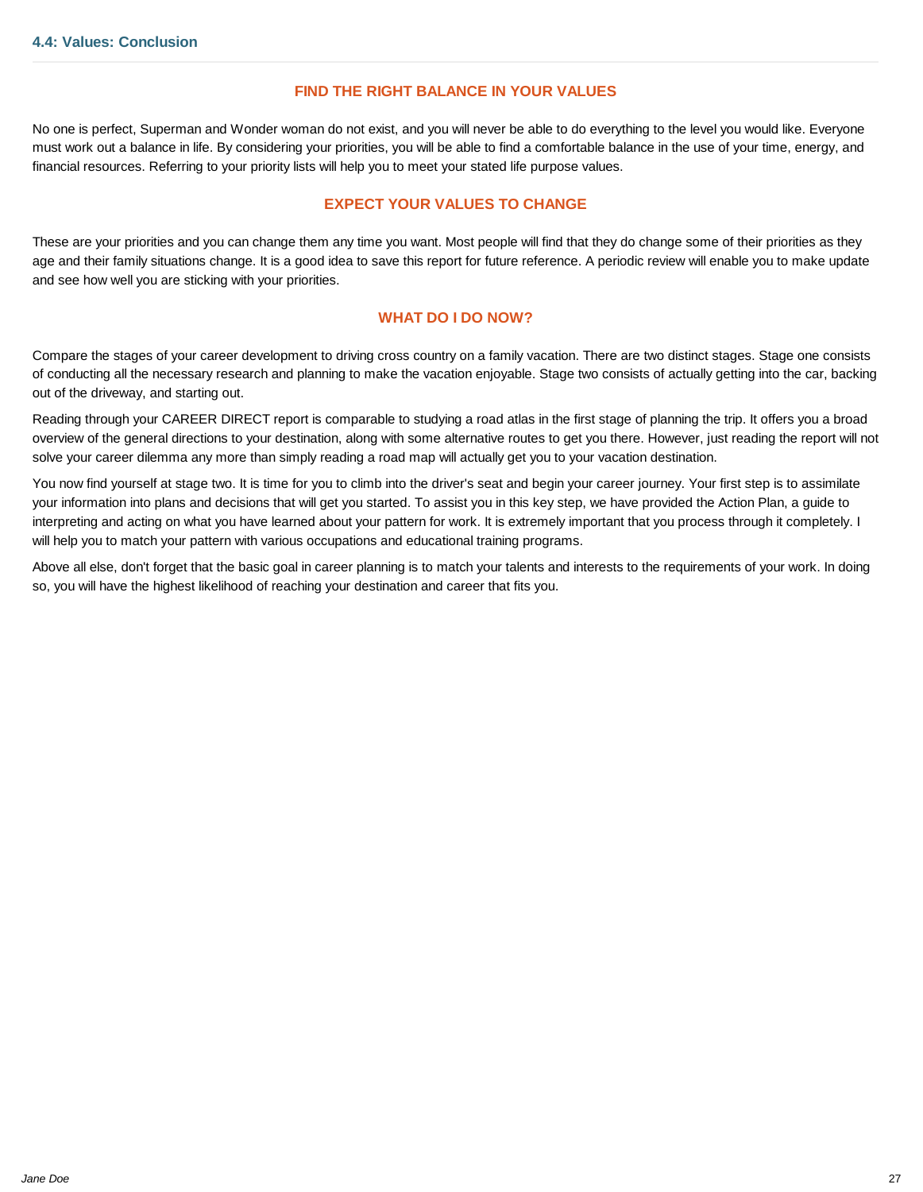## 4.4: Values: Conclusion

### FIND THE RIGHT BALANCE IN YOUR VALUES

No one is perfect, Superman and Wonder woman do not exist, and you will never be able to do everything to the level you would like. Everyone must work out a balance in life. By considering your priorities, you will be able to find a comfortable balance in the use of your time, energy, and financial resources. Referring to your priority lists will help you to meet your stated life purpose values.

### EXPECT YOUR VALUES TO CHANGE

These are your priorities and you can change them any time you want. Most people will find that they do change some of their priorities as they age and their family situations change. It is a good idea to save this report for future reference. A periodic review will enable you to make update and see how well you are sticking with your priorities.

### WHAT DO I DO NOW?

Compare the stages of your career development to driving cross country on a family vacation. There are two distinct stages. Stage one consists of conducting all the necessary research and planning to make the vacation enjoyable. Stage two consists of actually getting into the car, backing out of the driveway, and starting out.

Reading through your CAREER DIRECT report is comparable to studying a road atlas in the first stage of planning the trip. It offers you a broad overview of the general directions to your destination, along with some alternative routes to get you there. However, just reading the report will not solve your career dilemma any more than simply reading a road map will actually get you to your vacation destination.

You now find yourself at stage two. It is time for you to climb into the driver's seat and begin your career journey. Your first step is to assimilate your information into plans and decisions that will get you started. To assist you in this key step, we have provided the Action Plan, a guide to interpreting and acting on what you have learned about your pattern for work. It is extremely important that you process through it completely. I will help you to match your pattern with various occupations and educational training programs.

Above all else, don't forget that the basic goal in career planning is to match your talents and interests to the requirements of your work. In doing so, you will have the highest likelihood of reaching your destination and career that fits you.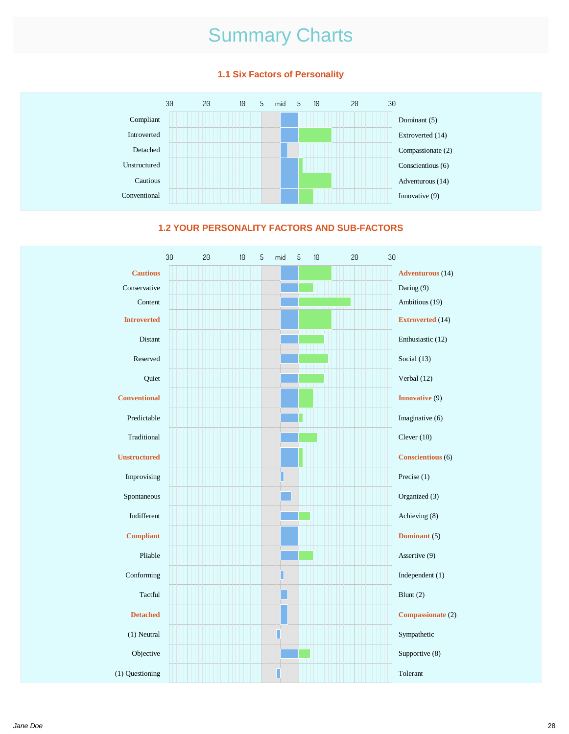# Summary Charts

## 1.1 Six Factors of Personality

| Left | Right |
|---|---|
| Compliant | Dominant (5) |
| Introverted | Extroverted (14) |
| Detached | Compassionate (2) |
| Unstructured | Conscientious (6) |
| Cautious | Adventurous (14) |
| Conventional | Innovative (9) |

## 1.2 YOUR PERSONALITY FACTORS AND SUB-FACTORS

| Left | Right |
|---|---|
| **Cautious** | **Adventurous** (14) |
| Conservative | Daring (9) |
| Content | Ambitious (19) |
| **Introverted** | **Extroverted** (14) |
| Distant | Enthusiastic (12) |
| Reserved | Social (13) |
| Quiet | Verbal (12) |
| **Conventional** | **Innovative** (9) |
| Predictable | Imaginative (6) |
| Traditional | Clever (10) |
| **Unstructured** | **Conscientious** (6) |
| Improvising | Precise (1) |
| Spontaneous | Organized (3) |
| Indifferent | Achieving (8) |
| **Compliant** | **Dominant** (5) |
| Pliable | Assertive (9) |
| Conforming | Independent (1) |
| Tactful | Blunt (2) |
| **Detached** | **Compassionate** (2) |
| (1) Neutral | Sympathetic |
| Objective | Supportive (8) |
| (1) Questioning | Tolerant |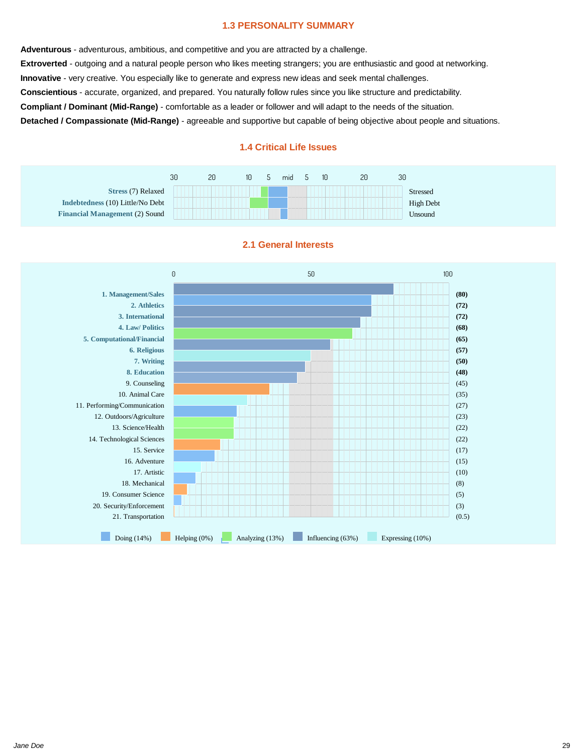## 1.3 PERSONALITY SUMMARY

**Adventurous** - adventurous, ambitious, and competitive and you are attracted by a challenge.

**Extroverted** - outgoing and a natural people person who likes meeting strangers; you are enthusiastic and good at networking.

**Innovative** - very creative. You especially like to generate and express new ideas and seek mental challenges.

**Conscientious** - accurate, organized, and prepared. You naturally follow rules since you like structure and predictability.

**Compliant / Dominant (Mid-Range)** - comfortable as a leader or follower and will adapt to the needs of the situation.

**Detached / Compassionate (Mid-Range)** - agreeable and supportive but capable of being objective about people and situations.

## 1.4 Critical Life Issues

| Issue (Score) | Left Pole | Right Pole |
|---|---|---|
| **Stress** (7) | Relaxed | Stressed |
| **Indebtedness** (10) | Little/No Debt | High Debt |
| **Financial Management** (2) | Sound | Unsound |

## 2.1 General Interests

| Interest | Score |
|---|---|
| **1. Management/Sales** | **(80)** |
| **2. Athletics** | **(72)** |
| **3. International** | **(72)** |
| **4. Law/ Politics** | **(68)** |
| **5. Computational/Financial** | **(65)** |
| **6. Religious** | **(57)** |
| **7. Writing** | **(50)** |
| **8. Education** | **(48)** |
| 9. Counseling | (45) |
| 10. Animal Care | (35) |
| 11. Performing/Communication | (27) |
| 12. Outdoors/Agriculture | (23) |
| 13. Science/Health | (22) |
| 14. Technological Sciences | (22) |
| 15. Service | (17) |
| 16. Adventure | (15) |
| 17. Artistic | (10) |
| 18. Mechanical | (8) |
| 19. Consumer Science | (5) |
| 20. Security/Enforcement | (3) |
| 21. Transportation | (0.5) |

Doing (14%) | Helping (0%) | Analyzing (13%) | Influencing (63%) | Expressing (10%)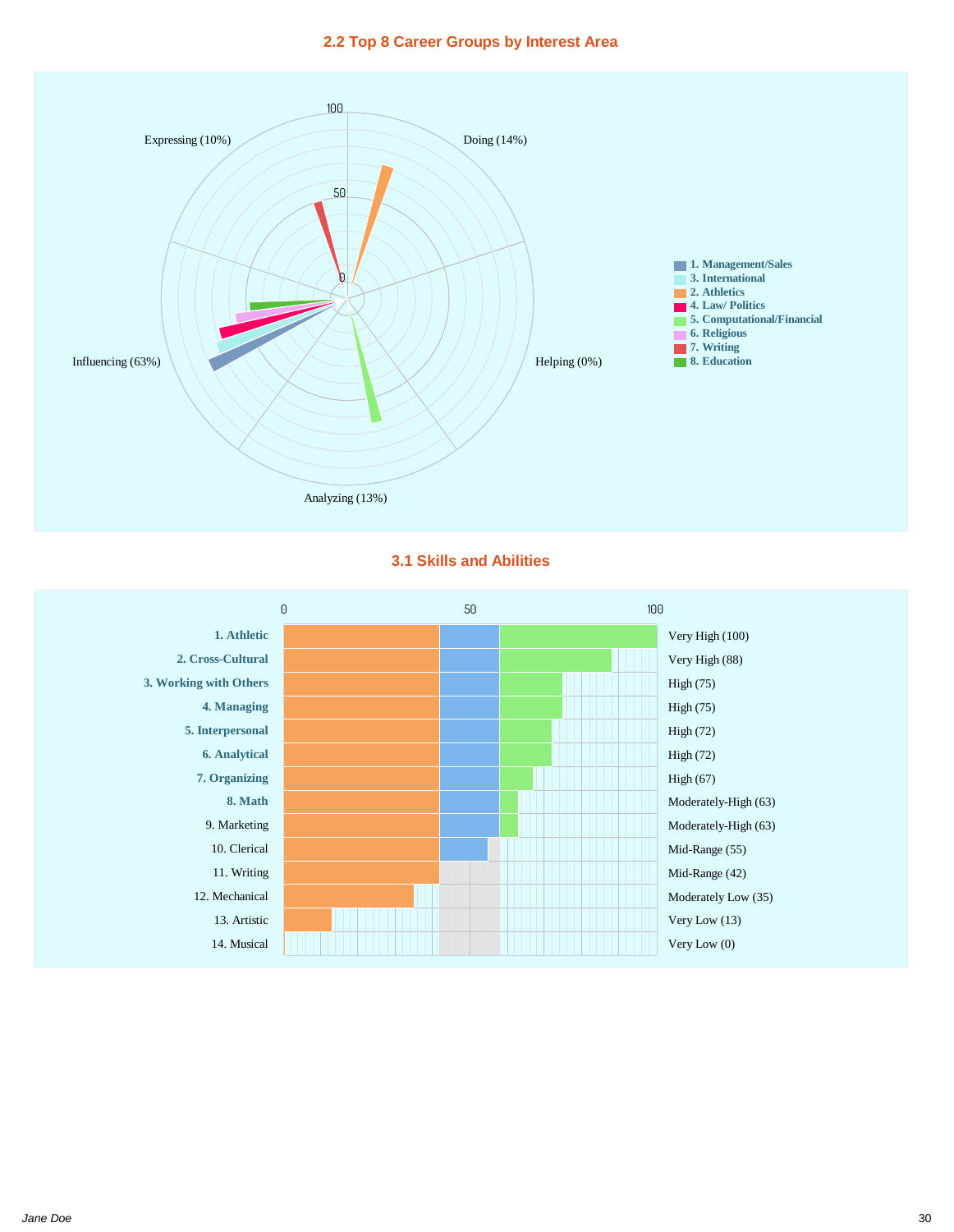## 2.2 Top 8 Career Groups by Interest Area

Expressing (10%)

Doing (14%)

Helping (0%)

Analyzing (13%)

Influencing (63%)

- 1. Management/Sales
- 3. International
- 2. Athletics
- 4. Law/ Politics
- 5. Computational/Financial
- 6. Religious
- 7. Writing
- 8. Education

## 3.1 Skills and Abilities

| Skill | Rating |
|---|---|
| **1. Athletic** | Very High (100) |
| **2. Cross-Cultural** | Very High (88) |
| **3. Working with Others** | High (75) |
| **4. Managing** | High (75) |
| **5. Interpersonal** | High (72) |
| **6. Analytical** | High (72) |
| **7. Organizing** | High (67) |
| **8. Math** | Moderately-High (63) |
| 9. Marketing | Moderately-High (63) |
| 10. Clerical | Mid-Range (55) |
| 11. Writing | Mid-Range (42) |
| 12. Mechanical | Moderately Low (35) |
| 13. Artistic | Very Low (13) |
| 14. Musical | Very Low (0) |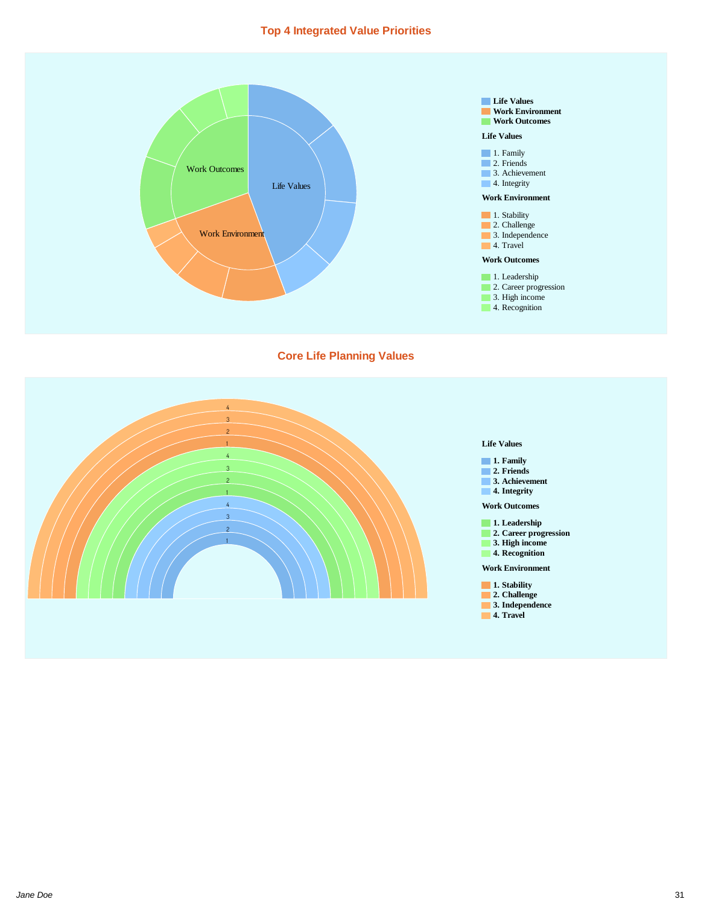## Top 4 Integrated Value Priorities

- **Life Values**
- **Work Environment**
- **Work Outcomes**

Life Values

- 1. Family
- 2. Friends
- 3. Achievement
- 4. Integrity

Work Environment

- 1. Stability
- 2. Challenge
- 3. Independence
- 4. Travel

Work Outcomes

- 1. Leadership
- 2. Career progression
- 3. High income
- 4. Recognition

## Core Life Planning Values

Life Values

- **1. Family**
- **2. Friends**
- **3. Achievement**
- **4. Integrity**

Work Outcomes

- **1. Leadership**
- **2. Career progression**
- **3. High income**
- **4. Recognition**

Work Environment

- **1. Stability**
- **2. Challenge**
- **3. Independence**
- **4. Travel**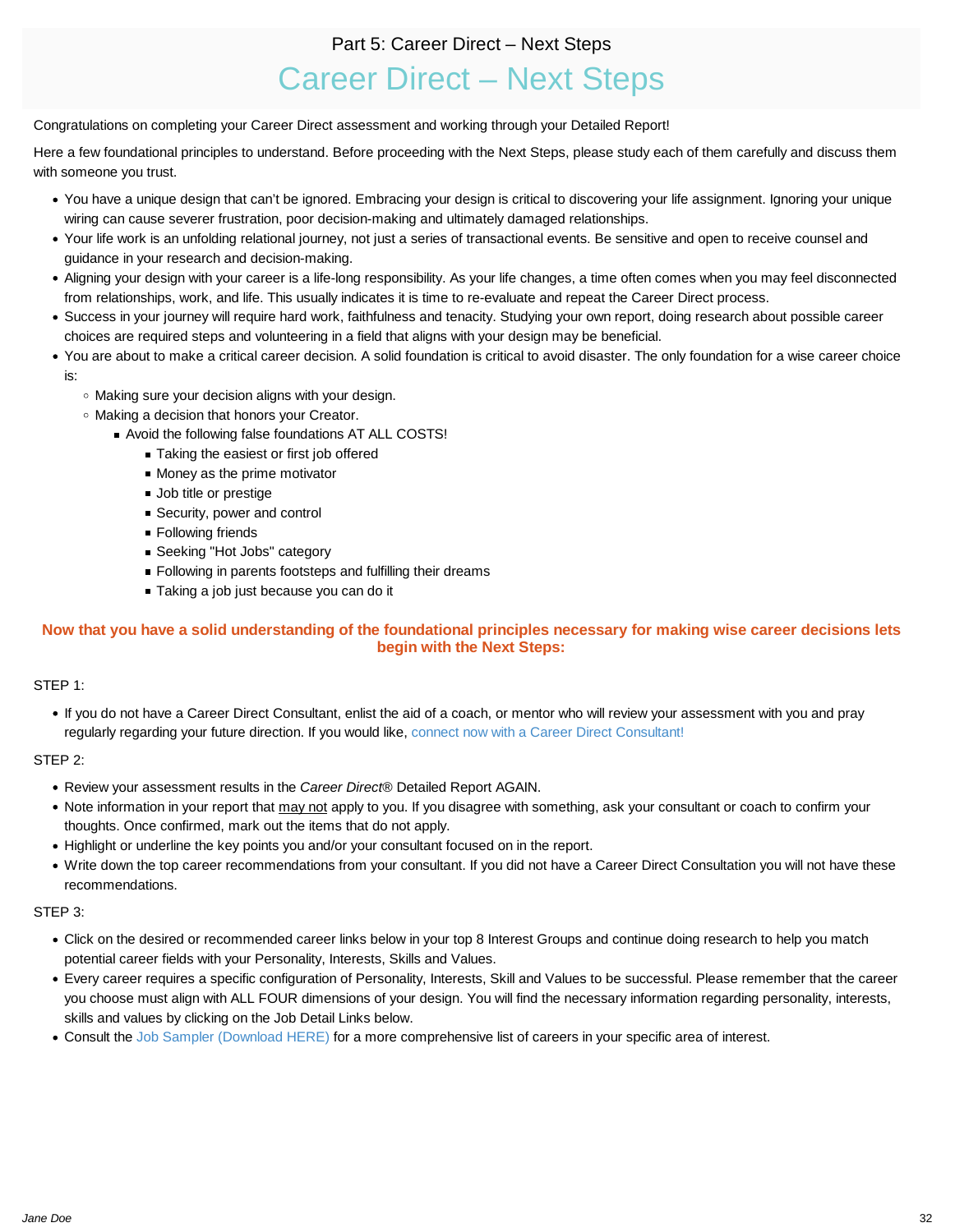Part 5: Career Direct – Next Steps

# Career Direct – Next Steps

Congratulations on completing your Career Direct assessment and working through your Detailed Report!

Here a few foundational principles to understand. Before proceeding with the Next Steps, please study each of them carefully and discuss them with someone you trust.

- You have a unique design that can't be ignored. Embracing your design is critical to discovering your life assignment. Ignoring your unique wiring can cause severer frustration, poor decision-making and ultimately damaged relationships.
- Your life work is an unfolding relational journey, not just a series of transactional events. Be sensitive and open to receive counsel and guidance in your research and decision-making.
- Aligning your design with your career is a life-long responsibility. As your life changes, a time often comes when you may feel disconnected from relationships, work, and life. This usually indicates it is time to re-evaluate and repeat the Career Direct process.
- Success in your journey will require hard work, faithfulness and tenacity. Studying your own report, doing research about possible career choices are required steps and volunteering in a field that aligns with your design may be beneficial.
- You are about to make a critical career decision. A solid foundation is critical to avoid disaster. The only foundation for a wise career choice is:
    - Making sure your decision aligns with your design.
    - Making a decision that honors your Creator.
        - Avoid the following false foundations AT ALL COSTS!
            - Taking the easiest or first job offered
            - Money as the prime motivator
            - Job title or prestige
            - Security, power and control
            - Following friends
            - Seeking "Hot Jobs" category
            - Following in parents footsteps and fulfilling their dreams
            - Taking a job just because you can do it

**Now that you have a solid understanding of the foundational principles necessary for making wise career decisions lets begin with the Next Steps:**

STEP 1:

- If you do not have a Career Direct Consultant, enlist the aid of a coach, or mentor who will review your assessment with you and pray regularly regarding your future direction. If you would like, connect now with a Career Direct Consultant!

STEP 2:

- Review your assessment results in the *Career Direct*® Detailed Report AGAIN.
- Note information in your report that may not apply to you. If you disagree with something, ask your consultant or coach to confirm your thoughts. Once confirmed, mark out the items that do not apply.
- Highlight or underline the key points you and/or your consultant focused on in the report.
- Write down the top career recommendations from your consultant. If you did not have a Career Direct Consultation you will not have these recommendations.

STEP 3:

- Click on the desired or recommended career links below in your top 8 Interest Groups and continue doing research to help you match potential career fields with your Personality, Interests, Skills and Values.
- Every career requires a specific configuration of Personality, Interests, Skill and Values to be successful. Please remember that the career you choose must align with ALL FOUR dimensions of your design. You will find the necessary information regarding personality, interests, skills and values by clicking on the Job Detail Links below.
- Consult the Job Sampler (Download HERE) for a more comprehensive list of careers in your specific area of interest.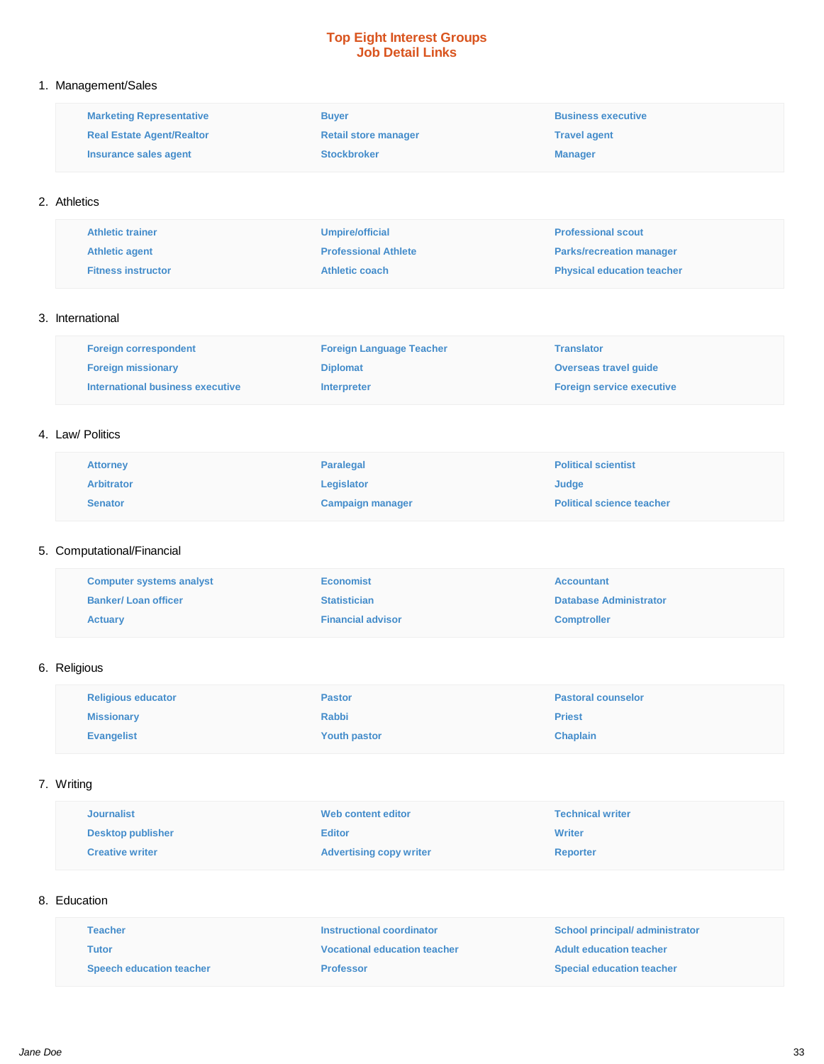## Top Eight Interest Groups
## Job Detail Links

1. Management/Sales

| | | |
|---|---|---|
| **Marketing Representative** | **Buyer** | **Business executive** |
| **Real Estate Agent/Realtor** | **Retail store manager** | **Travel agent** |
| **Insurance sales agent** | **Stockbroker** | **Manager** |

2. Athletics

| | | |
|---|---|---|
| **Athletic trainer** | **Umpire/official** | **Professional scout** |
| **Athletic agent** | **Professional Athlete** | **Parks/recreation manager** |
| **Fitness instructor** | **Athletic coach** | **Physical education teacher** |

3. International

| | | |
|---|---|---|
| **Foreign correspondent** | **Foreign Language Teacher** | **Translator** |
| **Foreign missionary** | **Diplomat** | **Overseas travel guide** |
| **International business executive** | **Interpreter** | **Foreign service executive** |

4. Law/ Politics

| | | |
|---|---|---|
| **Attorney** | **Paralegal** | **Political scientist** |
| **Arbitrator** | **Legislator** | **Judge** |
| **Senator** | **Campaign manager** | **Political science teacher** |

5. Computational/Financial

| | | |
|---|---|---|
| **Computer systems analyst** | **Economist** | **Accountant** |
| **Banker/ Loan officer** | **Statistician** | **Database Administrator** |
| **Actuary** | **Financial advisor** | **Comptroller** |

6. Religious

| | | |
|---|---|---|
| **Religious educator** | **Pastor** | **Pastoral counselor** |
| **Missionary** | **Rabbi** | **Priest** |
| **Evangelist** | **Youth pastor** | **Chaplain** |

7. Writing

| | | |
|---|---|---|
| **Journalist** | **Web content editor** | **Technical writer** |
| **Desktop publisher** | **Editor** | **Writer** |
| **Creative writer** | **Advertising copy writer** | **Reporter** |

8. Education

| | | |
|---|---|---|
| **Teacher** | **Instructional coordinator** | **School principal/ administrator** |
| **Tutor** | **Vocational education teacher** | **Adult education teacher** |
| **Speech education teacher** | **Professor** | **Special education teacher** |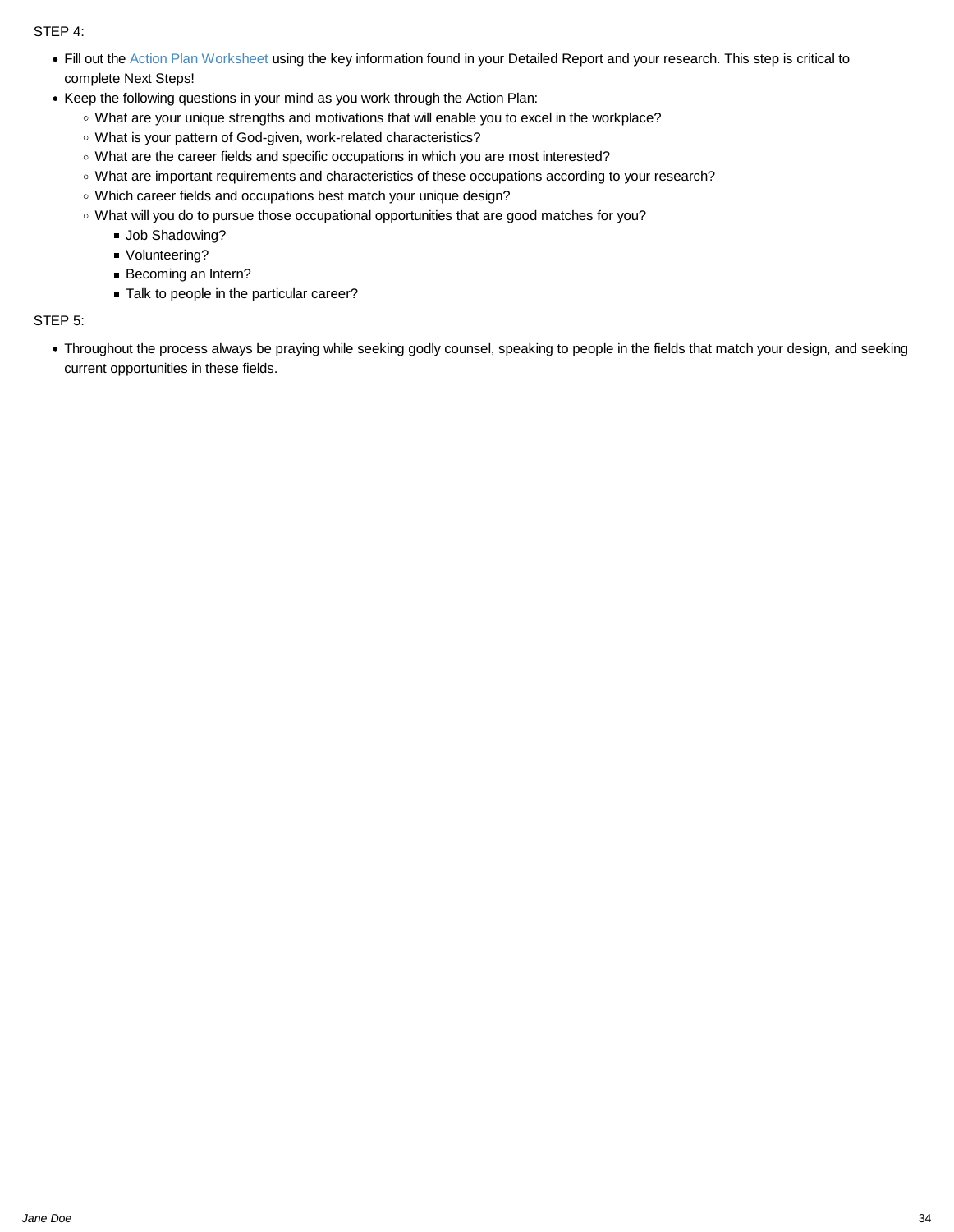STEP 4:

- Fill out the Action Plan Worksheet using the key information found in your Detailed Report and your research. This step is critical to complete Next Steps!
- Keep the following questions in your mind as you work through the Action Plan:
  - What are your unique strengths and motivations that will enable you to excel in the workplace?
  - What is your pattern of God-given, work-related characteristics?
  - What are the career fields and specific occupations in which you are most interested?
  - What are important requirements and characteristics of these occupations according to your research?
  - Which career fields and occupations best match your unique design?
  - What will you do to pursue those occupational opportunities that are good matches for you?
    - Job Shadowing?
    - Volunteering?
    - Becoming an Intern?
    - Talk to people in the particular career?

STEP 5:

- Throughout the process always be praying while seeking godly counsel, speaking to people in the fields that match your design, and seeking current opportunities in these fields.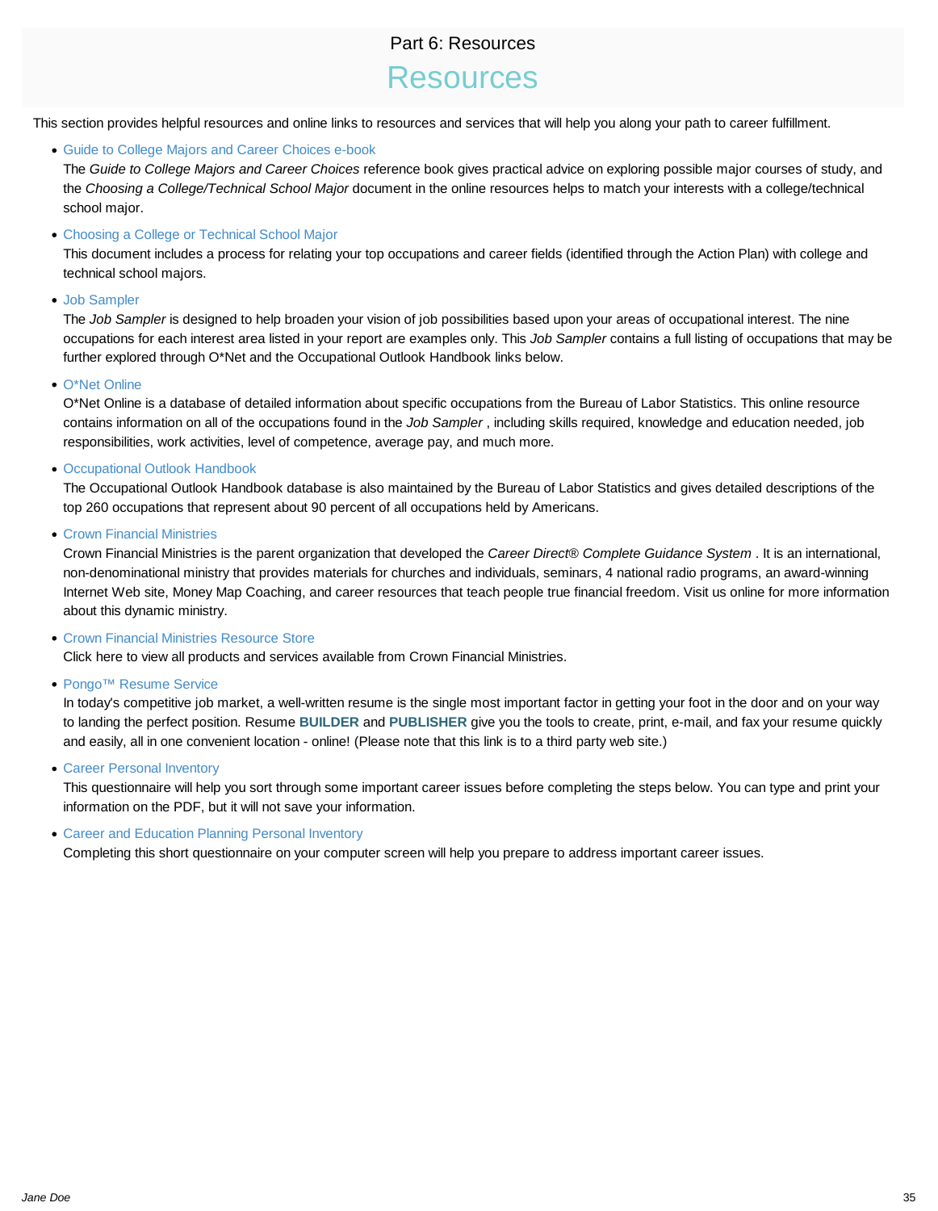Part 6: Resources

# Resources

This section provides helpful resources and online links to resources and services that will help you along your path to career fulfillment.

- Guide to College Majors and Career Choices e-book
  The *Guide to College Majors and Career Choices* reference book gives practical advice on exploring possible major courses of study, and the *Choosing a College/Technical School Major* document in the online resources helps to match your interests with a college/technical school major.
- Choosing a College or Technical School Major
  This document includes a process for relating your top occupations and career fields (identified through the Action Plan) with college and technical school majors.
- Job Sampler
  The *Job Sampler* is designed to help broaden your vision of job possibilities based upon your areas of occupational interest. The nine occupations for each interest area listed in your report are examples only. This *Job Sampler* contains a full listing of occupations that may be further explored through O*Net and the Occupational Outlook Handbook links below.
- O*Net Online
  O*Net Online is a database of detailed information about specific occupations from the Bureau of Labor Statistics. This online resource contains information on all of the occupations found in the *Job Sampler* , including skills required, knowledge and education needed, job responsibilities, work activities, level of competence, average pay, and much more.
- Occupational Outlook Handbook
  The Occupational Outlook Handbook database is also maintained by the Bureau of Labor Statistics and gives detailed descriptions of the top 260 occupations that represent about 90 percent of all occupations held by Americans.
- Crown Financial Ministries
  Crown Financial Ministries is the parent organization that developed the *Career Direct® Complete Guidance System* . It is an international, non-denominational ministry that provides materials for churches and individuals, seminars, 4 national radio programs, an award-winning Internet Web site, Money Map Coaching, and career resources that teach people true financial freedom. Visit us online for more information about this dynamic ministry.
- Crown Financial Ministries Resource Store
  Click here to view all products and services available from Crown Financial Ministries.
- Pongo™ Resume Service
  In today's competitive job market, a well-written resume is the single most important factor in getting your foot in the door and on your way to landing the perfect position. Resume **BUILDER** and **PUBLISHER** give you the tools to create, print, e-mail, and fax your resume quickly and easily, all in one convenient location - online! (Please note that this link is to a third party web site.)
- Career Personal Inventory
  This questionnaire will help you sort through some important career issues before completing the steps below. You can type and print your information on the PDF, but it will not save your information.
- Career and Education Planning Personal Inventory
  Completing this short questionnaire on your computer screen will help you prepare to address important career issues.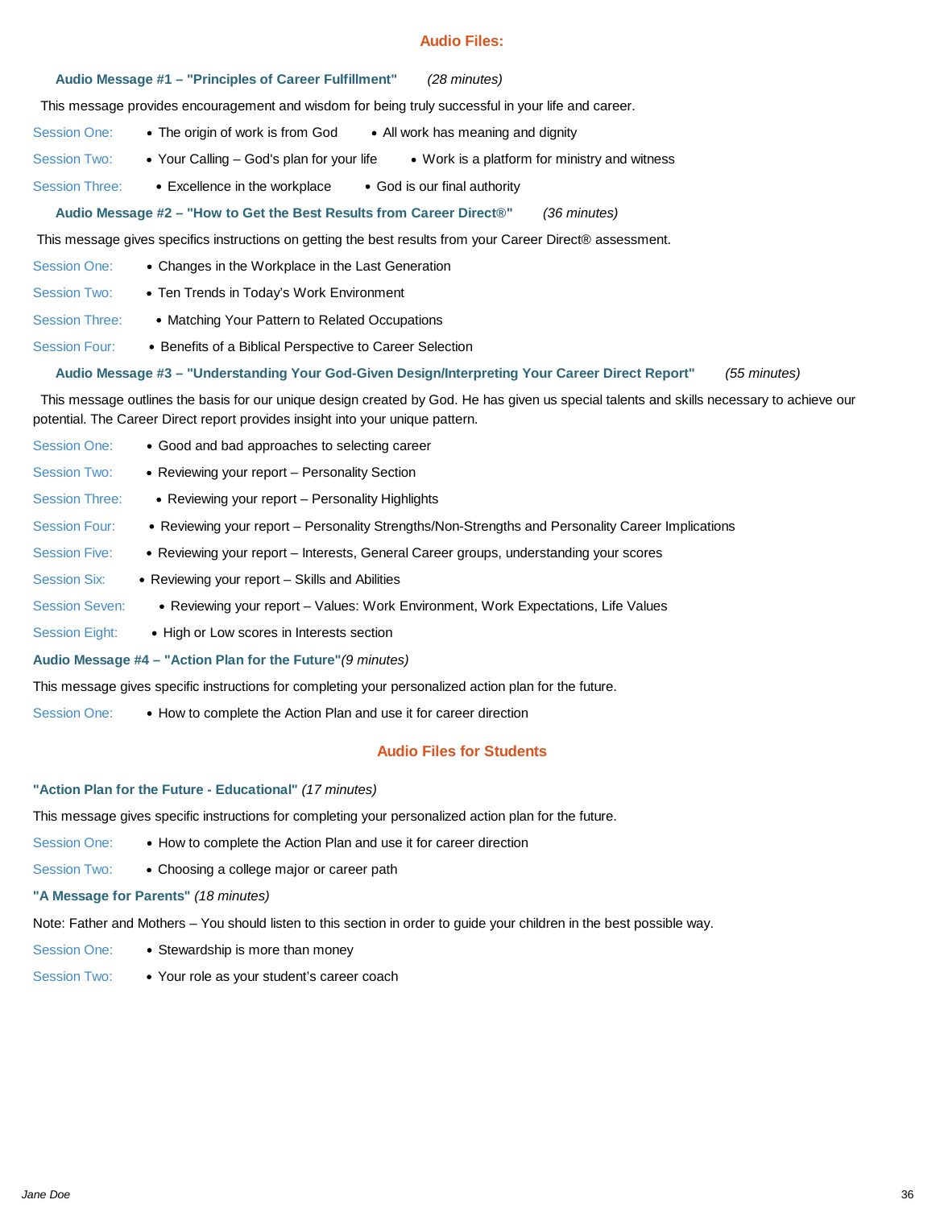## Audio Files:

**Audio Message #1 – "Principles of Career Fulfillment"** *(28 minutes)*

This message provides encouragement and wisdom for being truly successful in your life and career.

Session One: • The origin of work is from God • All work has meaning and dignity

Session Two: • Your Calling – God's plan for your life • Work is a platform for ministry and witness

Session Three: • Excellence in the workplace • God is our final authority

**Audio Message #2 – "How to Get the Best Results from Career Direct®"** *(36 minutes)*

This message gives specifics instructions on getting the best results from your Career Direct® assessment.

Session One: • Changes in the Workplace in the Last Generation

Session Two: • Ten Trends in Today's Work Environment

Session Three: • Matching Your Pattern to Related Occupations

Session Four: • Benefits of a Biblical Perspective to Career Selection

**Audio Message #3 – "Understanding Your God-Given Design/Interpreting Your Career Direct Report"** *(55 minutes)*

This message outlines the basis for our unique design created by God. He has given us special talents and skills necessary to achieve our potential. The Career Direct report provides insight into your unique pattern.

Session One: • Good and bad approaches to selecting career

Session Two: • Reviewing your report – Personality Section

Session Three: • Reviewing your report – Personality Highlights

Session Four: • Reviewing your report – Personality Strengths/Non-Strengths and Personality Career Implications

Session Five: • Reviewing your report – Interests, General Career groups, understanding your scores

Session Six: • Reviewing your report – Skills and Abilities

Session Seven: • Reviewing your report – Values: Work Environment, Work Expectations, Life Values

Session Eight: • High or Low scores in Interests section

**Audio Message #4 – "Action Plan for the Future"** *(9 minutes)*

This message gives specific instructions for completing your personalized action plan for the future.

Session One: • How to complete the Action Plan and use it for career direction

## Audio Files for Students

**"Action Plan for the Future - Educational"** *(17 minutes)*

This message gives specific instructions for completing your personalized action plan for the future.

Session One: • How to complete the Action Plan and use it for career direction

Session Two: • Choosing a college major or career path

**"A Message for Parents"** *(18 minutes)*

Note: Father and Mothers – You should listen to this section in order to guide your children in the best possible way.

Session One: • Stewardship is more than money

Session Two: • Your role as your student's career coach